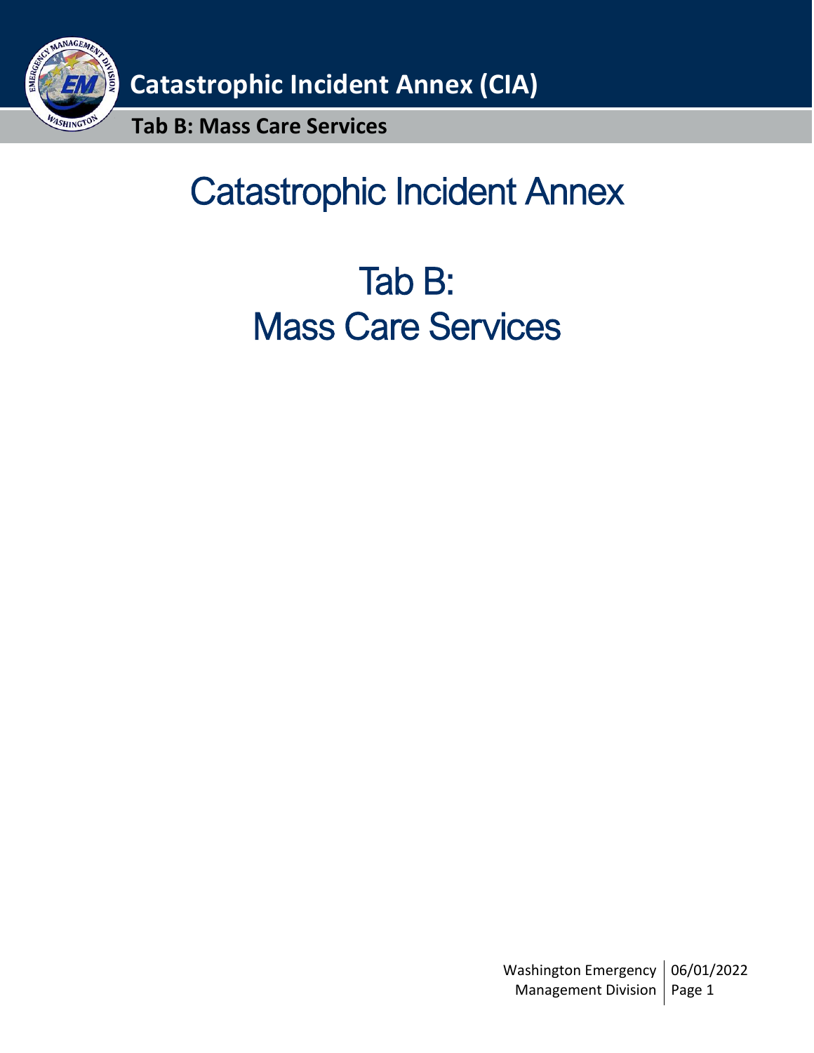# Catastrophic Incident Annex

# Tab B: Mass Care Services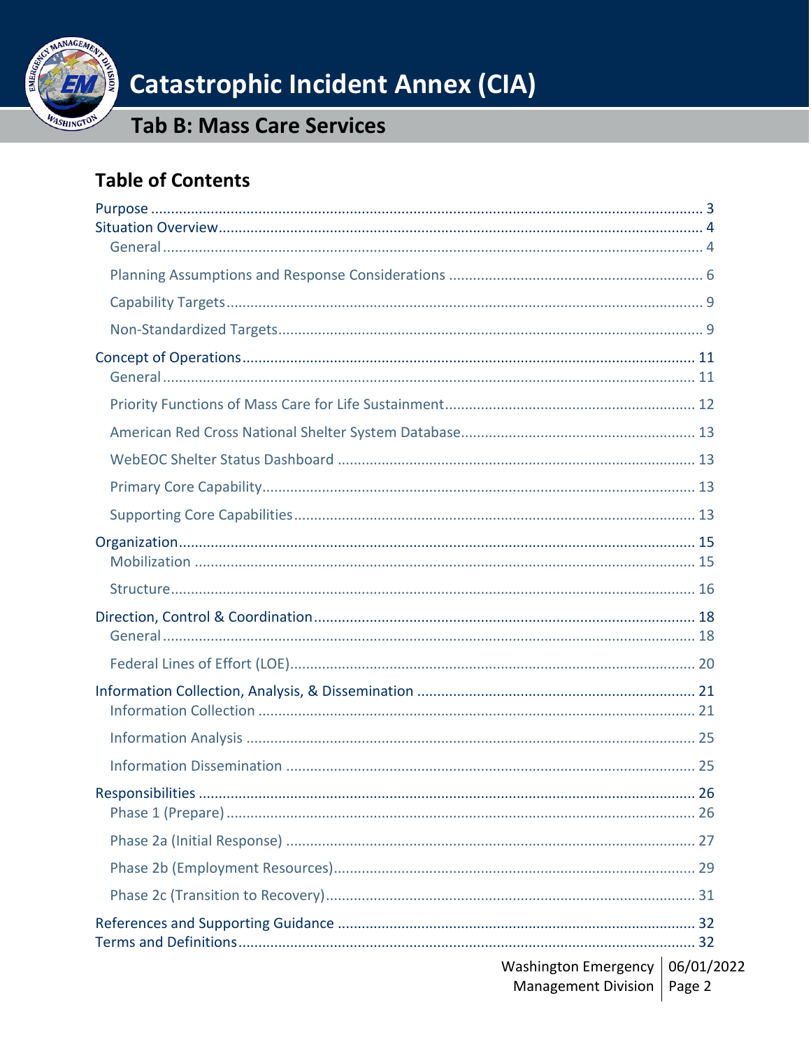## Table of Contents

- Purpose ... 3
- Situation Overview ... 4
  - General ... 4
  - Planning Assumptions and Response Considerations ... 6
  - Capability Targets ... 9
  - Non-Standardized Targets ... 9
- Concept of Operations ... 11
  - General ... 11
  - Priority Functions of Mass Care for Life Sustainment ... 12
  - American Red Cross National Shelter System Database ... 13
  - WebEOC Shelter Status Dashboard ... 13
  - Primary Core Capability ... 13
  - Supporting Core Capabilities ... 13
- Organization ... 15
  - Mobilization ... 15
  - Structure ... 16
- Direction, Control & Coordination ... 18
  - General ... 18
  - Federal Lines of Effort (LOE) ... 20
- Information Collection, Analysis, & Dissemination ... 21
  - Information Collection ... 21
  - Information Analysis ... 25
  - Information Dissemination ... 25
- Responsibilities ... 26
  - Phase 1 (Prepare) ... 26
  - Phase 2a (Initial Response) ... 27
  - Phase 2b (Employment Resources) ... 29
  - Phase 2c (Transition to Recovery) ... 31
- References and Supporting Guidance ... 32
- Terms and Definitions ... 32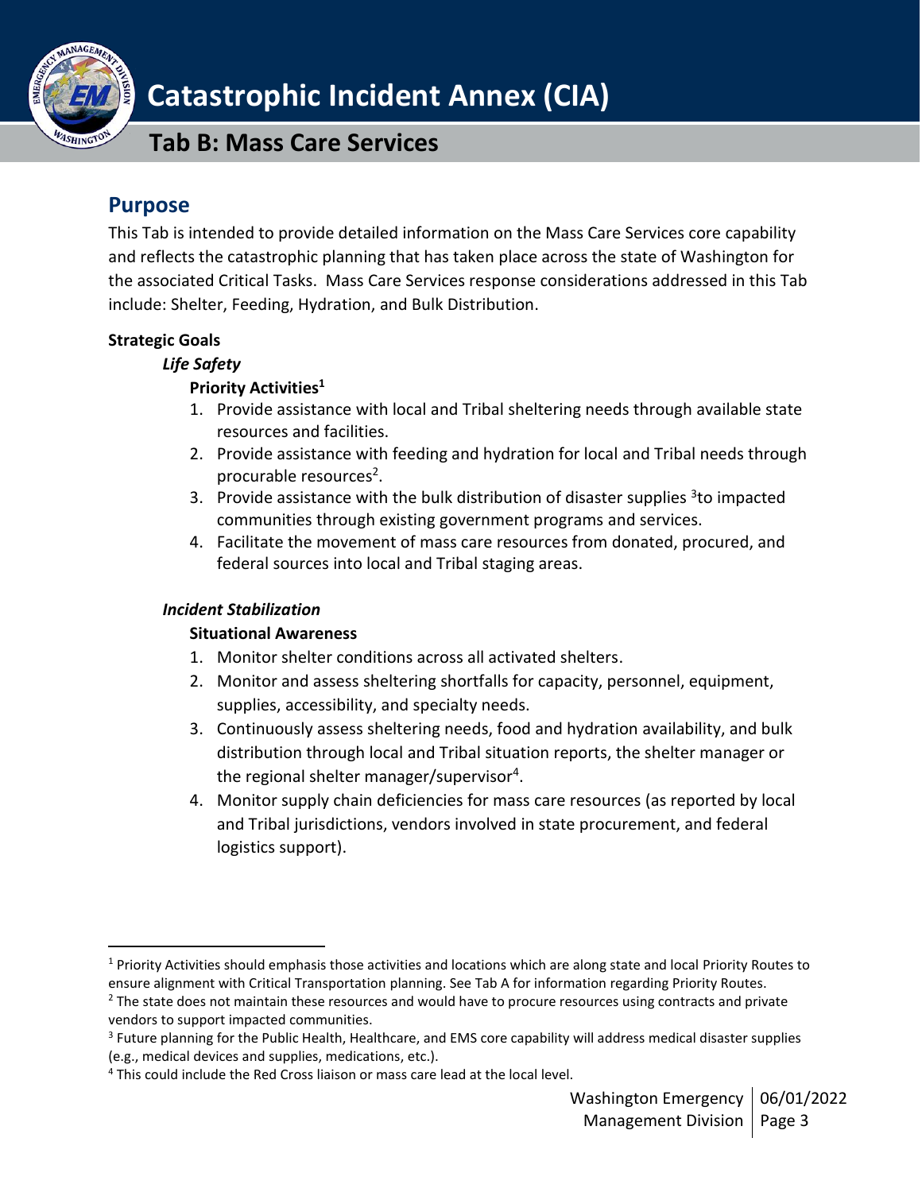## Purpose

This Tab is intended to provide detailed information on the Mass Care Services core capability and reflects the catastrophic planning that has taken place across the state of Washington for the associated Critical Tasks. Mass Care Services response considerations addressed in this Tab include: Shelter, Feeding, Hydration, and Bulk Distribution.

**Strategic Goals**

***Life Safety***

**Priority Activities**[1]

1. Provide assistance with local and Tribal sheltering needs through available state resources and facilities.
2. Provide assistance with feeding and hydration for local and Tribal needs through procurable resources[2].
3. Provide assistance with the bulk distribution of disaster supplies [3]to impacted communities through existing government programs and services.
4. Facilitate the movement of mass care resources from donated, procured, and federal sources into local and Tribal staging areas.

***Incident Stabilization***

**Situational Awareness**

1. Monitor shelter conditions across all activated shelters.
2. Monitor and assess sheltering shortfalls for capacity, personnel, equipment, supplies, accessibility, and specialty needs.
3. Continuously assess sheltering needs, food and hydration availability, and bulk distribution through local and Tribal situation reports, the shelter manager or the regional shelter manager/supervisor[4].
4. Monitor supply chain deficiencies for mass care resources (as reported by local and Tribal jurisdictions, vendors involved in state procurement, and federal logistics support).

---

[1] Priority Activities should emphasis those activities and locations which are along state and local Priority Routes to ensure alignment with Critical Transportation planning. See Tab A for information regarding Priority Routes.

[2] The state does not maintain these resources and would have to procure resources using contracts and private vendors to support impacted communities.

[3] Future planning for the Public Health, Healthcare, and EMS core capability will address medical disaster supplies (e.g., medical devices and supplies, medications, etc.).

[4] This could include the Red Cross liaison or mass care lead at the local level.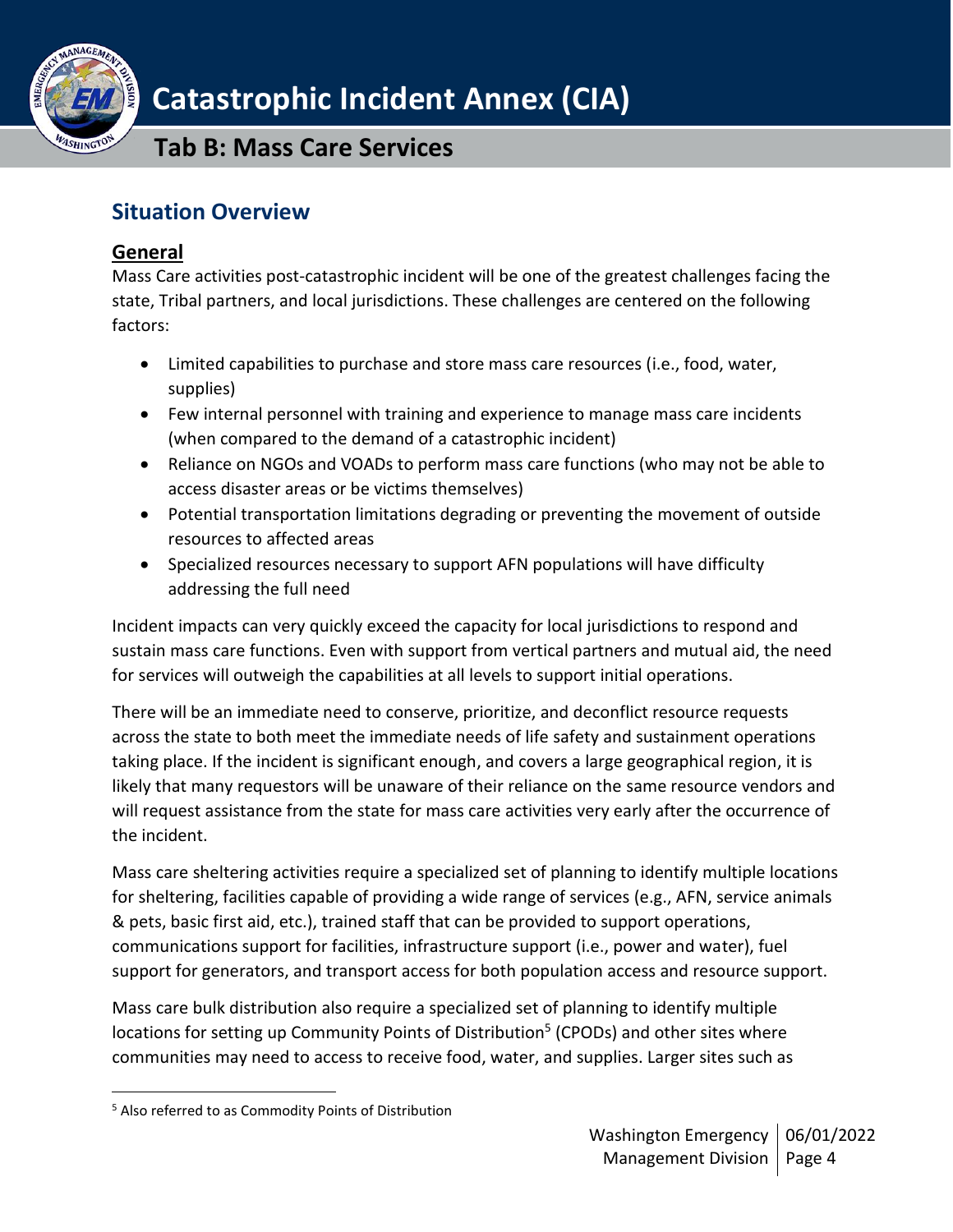## Situation Overview

### General

Mass Care activities post-catastrophic incident will be one of the greatest challenges facing the state, Tribal partners, and local jurisdictions. These challenges are centered on the following factors:

- Limited capabilities to purchase and store mass care resources (i.e., food, water, supplies)
- Few internal personnel with training and experience to manage mass care incidents (when compared to the demand of a catastrophic incident)
- Reliance on NGOs and VOADs to perform mass care functions (who may not be able to access disaster areas or be victims themselves)
- Potential transportation limitations degrading or preventing the movement of outside resources to affected areas
- Specialized resources necessary to support AFN populations will have difficulty addressing the full need

Incident impacts can very quickly exceed the capacity for local jurisdictions to respond and sustain mass care functions. Even with support from vertical partners and mutual aid, the need for services will outweigh the capabilities at all levels to support initial operations.

There will be an immediate need to conserve, prioritize, and deconflict resource requests across the state to both meet the immediate needs of life safety and sustainment operations taking place. If the incident is significant enough, and covers a large geographical region, it is likely that many requestors will be unaware of their reliance on the same resource vendors and will request assistance from the state for mass care activities very early after the occurrence of the incident.

Mass care sheltering activities require a specialized set of planning to identify multiple locations for sheltering, facilities capable of providing a wide range of services (e.g., AFN, service animals & pets, basic first aid, etc.), trained staff that can be provided to support operations, communications support for facilities, infrastructure support (i.e., power and water), fuel support for generators, and transport access for both population access and resource support.

Mass care bulk distribution also require a specialized set of planning to identify multiple locations for setting up Community Points of Distribution[5] (CPODs) and other sites where communities may need to access to receive food, water, and supplies. Larger sites such as

[5] Also referred to as Commodity Points of Distribution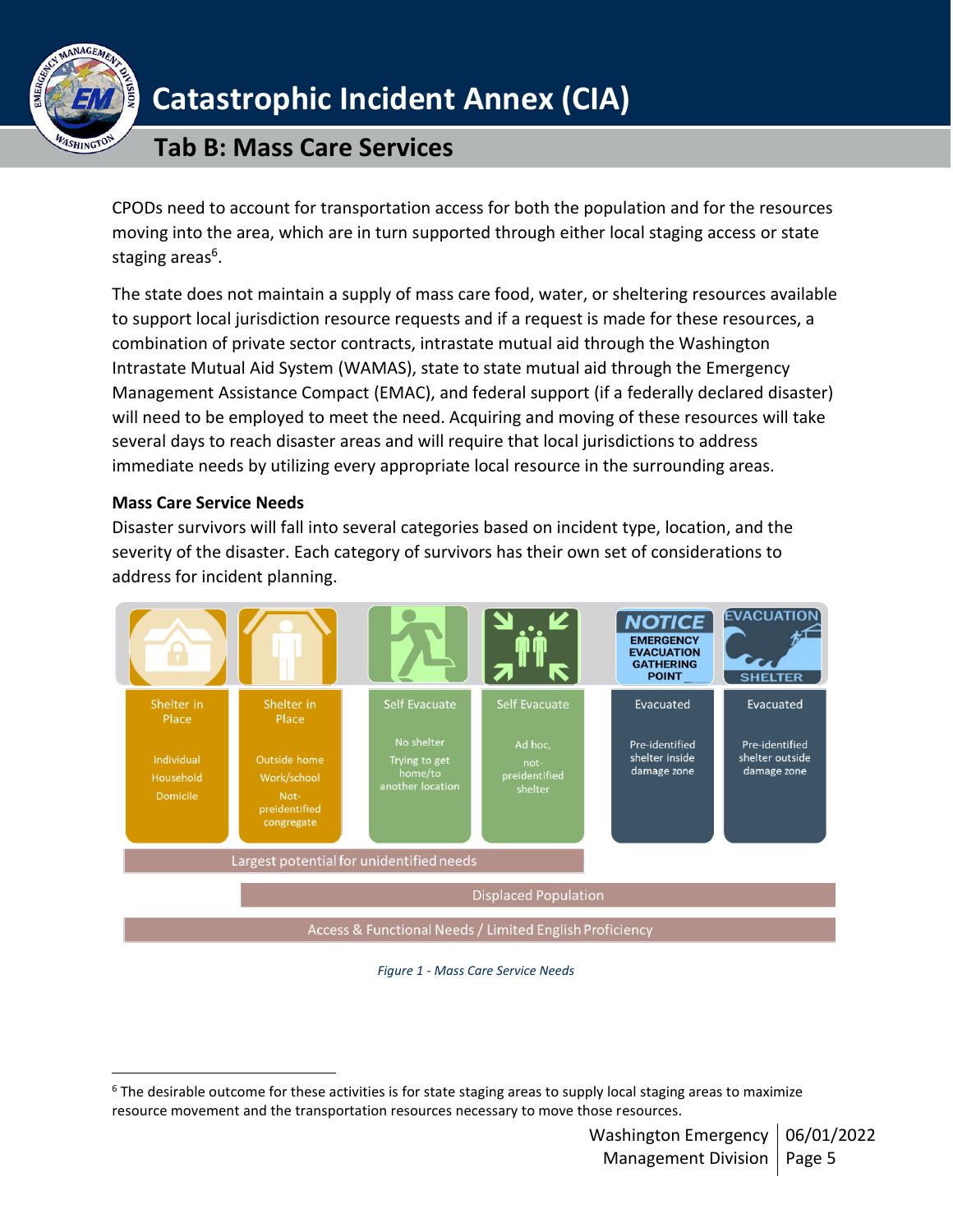CPODs need to account for transportation access for both the population and for the resources moving into the area, which are in turn supported through either local staging access or state staging areas[6].

The state does not maintain a supply of mass care food, water, or sheltering resources available to support local jurisdiction resource requests and if a request is made for these resources, a combination of private sector contracts, intrastate mutual aid through the Washington Intrastate Mutual Aid System (WAMAS), state to state mutual aid through the Emergency Management Assistance Compact (EMAC), and federal support (if a federally declared disaster) will need to be employed to meet the need. Acquiring and moving of these resources will take several days to reach disaster areas and will require that local jurisdictions to address immediate needs by utilizing every appropriate local resource in the surrounding areas.

**Mass Care Service Needs**

Disaster survivors will fall into several categories based on incident type, location, and the severity of the disaster. Each category of survivors has their own set of considerations to address for incident planning.

| Shelter in Place | Shelter in Place | Self Evacuate | Self Evacuate | Evacuated | Evacuated |
|---|---|---|---|---|---|
| Individual<br>Household<br>Domicile | Outside home<br>Work/school<br>Not-preidentified congregate | No shelter<br>Trying to get home/to another location | Ad hoc, not-preidentified shelter | Pre-identified shelter inside damage zone | Pre-identified shelter outside damage zone |

- Largest potential for unidentified needs (Shelter in Place through Self Evacuate)
- Displaced Population (Shelter in Place – Outside home through Evacuated)
- Access & Functional Needs / Limited English Proficiency (all categories)

*Figure 1 - Mass Care Service Needs*

---

[6] The desirable outcome for these activities is for state staging areas to supply local staging areas to maximize resource movement and the transportation resources necessary to move those resources.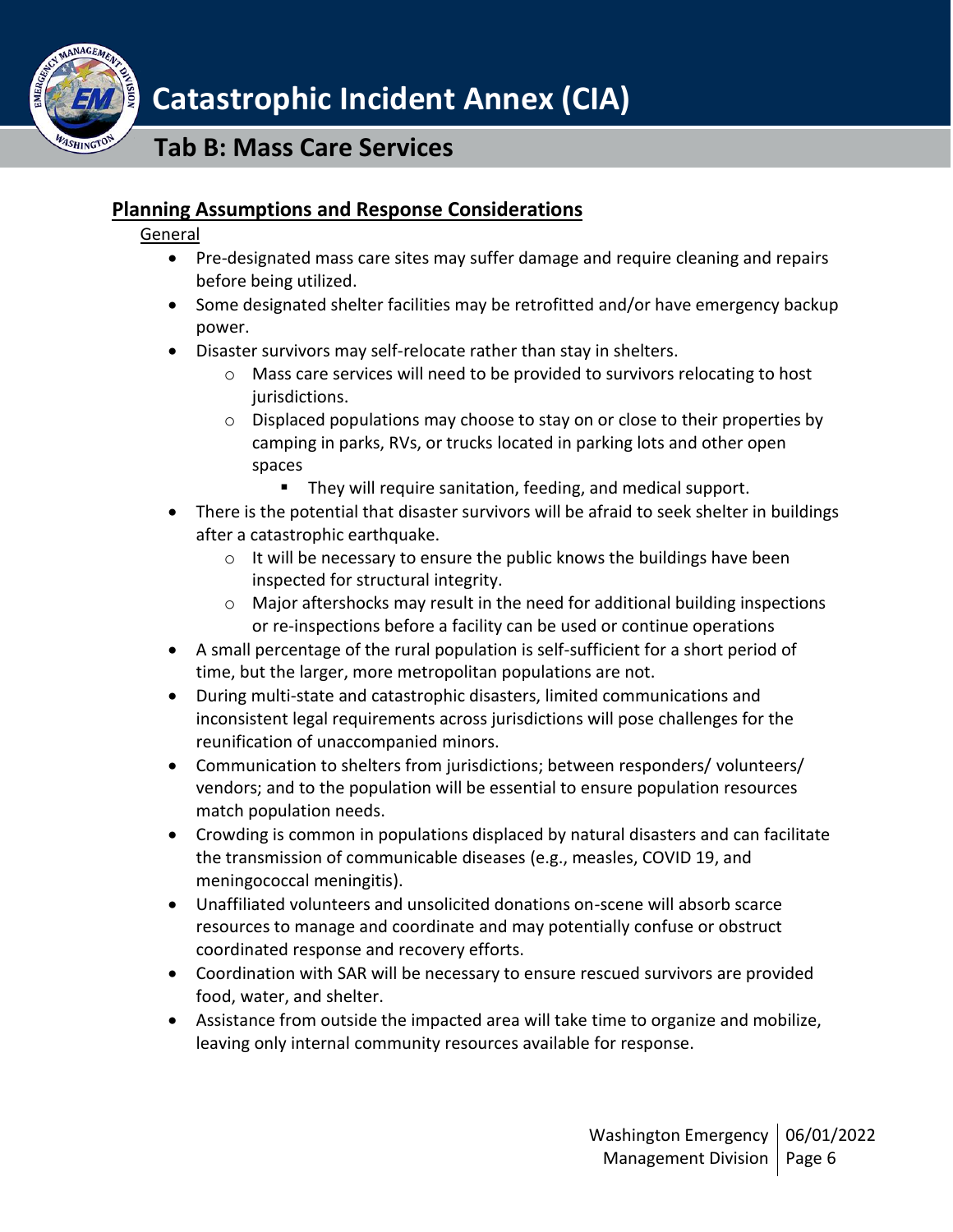## Planning Assumptions and Response Considerations

General

- Pre-designated mass care sites may suffer damage and require cleaning and repairs before being utilized.
- Some designated shelter facilities may be retrofitted and/or have emergency backup power.
- Disaster survivors may self-relocate rather than stay in shelters.
  - Mass care services will need to be provided to survivors relocating to host jurisdictions.
  - Displaced populations may choose to stay on or close to their properties by camping in parks, RVs, or trucks located in parking lots and other open spaces
    - They will require sanitation, feeding, and medical support.
- There is the potential that disaster survivors will be afraid to seek shelter in buildings after a catastrophic earthquake.
  - It will be necessary to ensure the public knows the buildings have been inspected for structural integrity.
  - Major aftershocks may result in the need for additional building inspections or re-inspections before a facility can be used or continue operations
- A small percentage of the rural population is self-sufficient for a short period of time, but the larger, more metropolitan populations are not.
- During multi-state and catastrophic disasters, limited communications and inconsistent legal requirements across jurisdictions will pose challenges for the reunification of unaccompanied minors.
- Communication to shelters from jurisdictions; between responders/ volunteers/ vendors; and to the population will be essential to ensure population resources match population needs.
- Crowding is common in populations displaced by natural disasters and can facilitate the transmission of communicable diseases (e.g., measles, COVID 19, and meningococcal meningitis).
- Unaffiliated volunteers and unsolicited donations on-scene will absorb scarce resources to manage and coordinate and may potentially confuse or obstruct coordinated response and recovery efforts.
- Coordination with SAR will be necessary to ensure rescued survivors are provided food, water, and shelter.
- Assistance from outside the impacted area will take time to organize and mobilize, leaving only internal community resources available for response.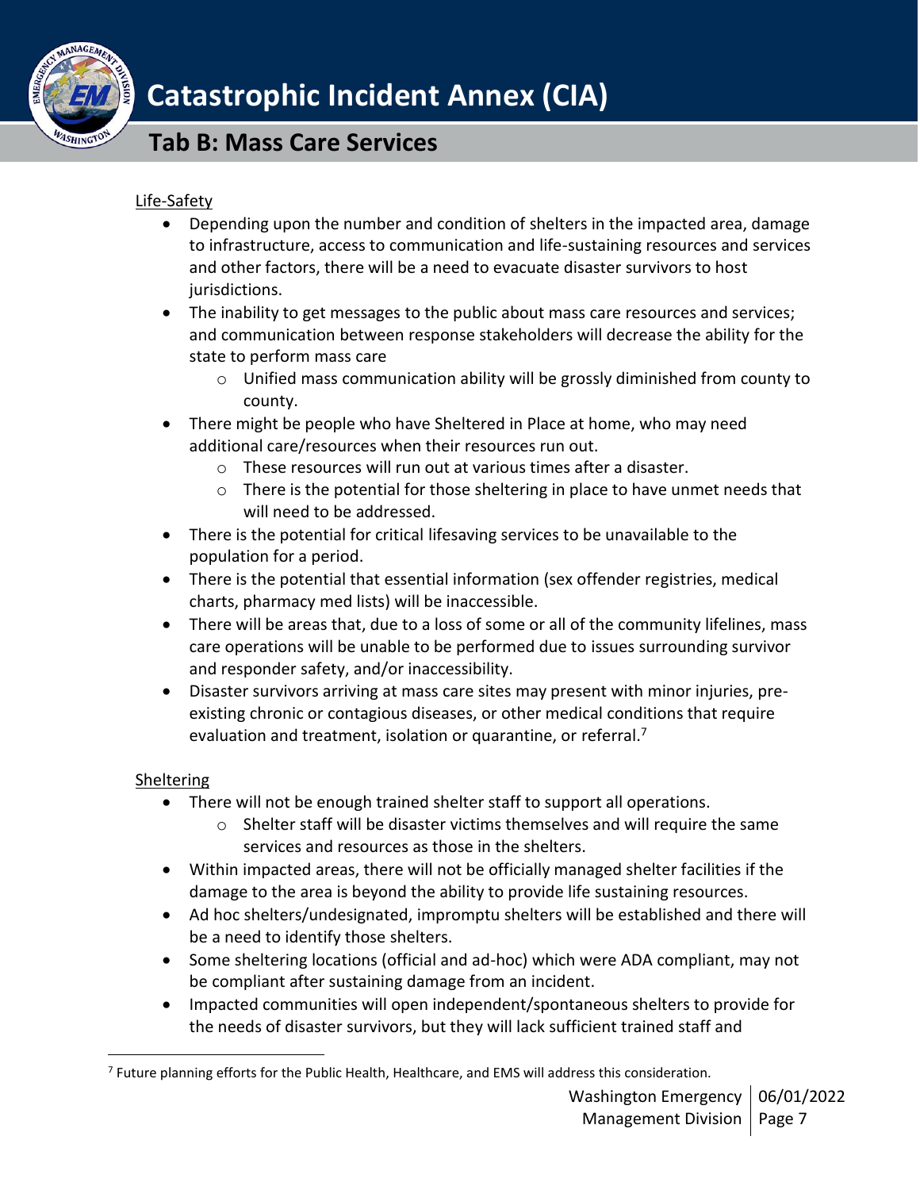Life-Safety

- Depending upon the number and condition of shelters in the impacted area, damage to infrastructure, access to communication and life-sustaining resources and services and other factors, there will be a need to evacuate disaster survivors to host jurisdictions.
- The inability to get messages to the public about mass care resources and services; and communication between response stakeholders will decrease the ability for the state to perform mass care
  - Unified mass communication ability will be grossly diminished from county to county.
- There might be people who have Sheltered in Place at home, who may need additional care/resources when their resources run out.
  - These resources will run out at various times after a disaster.
  - There is the potential for those sheltering in place to have unmet needs that will need to be addressed.
- There is the potential for critical lifesaving services to be unavailable to the population for a period.
- There is the potential that essential information (sex offender registries, medical charts, pharmacy med lists) will be inaccessible.
- There will be areas that, due to a loss of some or all of the community lifelines, mass care operations will be unable to be performed due to issues surrounding survivor and responder safety, and/or inaccessibility.
- Disaster survivors arriving at mass care sites may present with minor injuries, pre-existing chronic or contagious diseases, or other medical conditions that require evaluation and treatment, isolation or quarantine, or referral.[7]

Sheltering

- There will not be enough trained shelter staff to support all operations.
  - Shelter staff will be disaster victims themselves and will require the same services and resources as those in the shelters.
- Within impacted areas, there will not be officially managed shelter facilities if the damage to the area is beyond the ability to provide life sustaining resources.
- Ad hoc shelters/undesignated, impromptu shelters will be established and there will be a need to identify those shelters.
- Some sheltering locations (official and ad-hoc) which were ADA compliant, may not be compliant after sustaining damage from an incident.
- Impacted communities will open independent/spontaneous shelters to provide for the needs of disaster survivors, but they will lack sufficient trained staff and

[7] Future planning efforts for the Public Health, Healthcare, and EMS will address this consideration.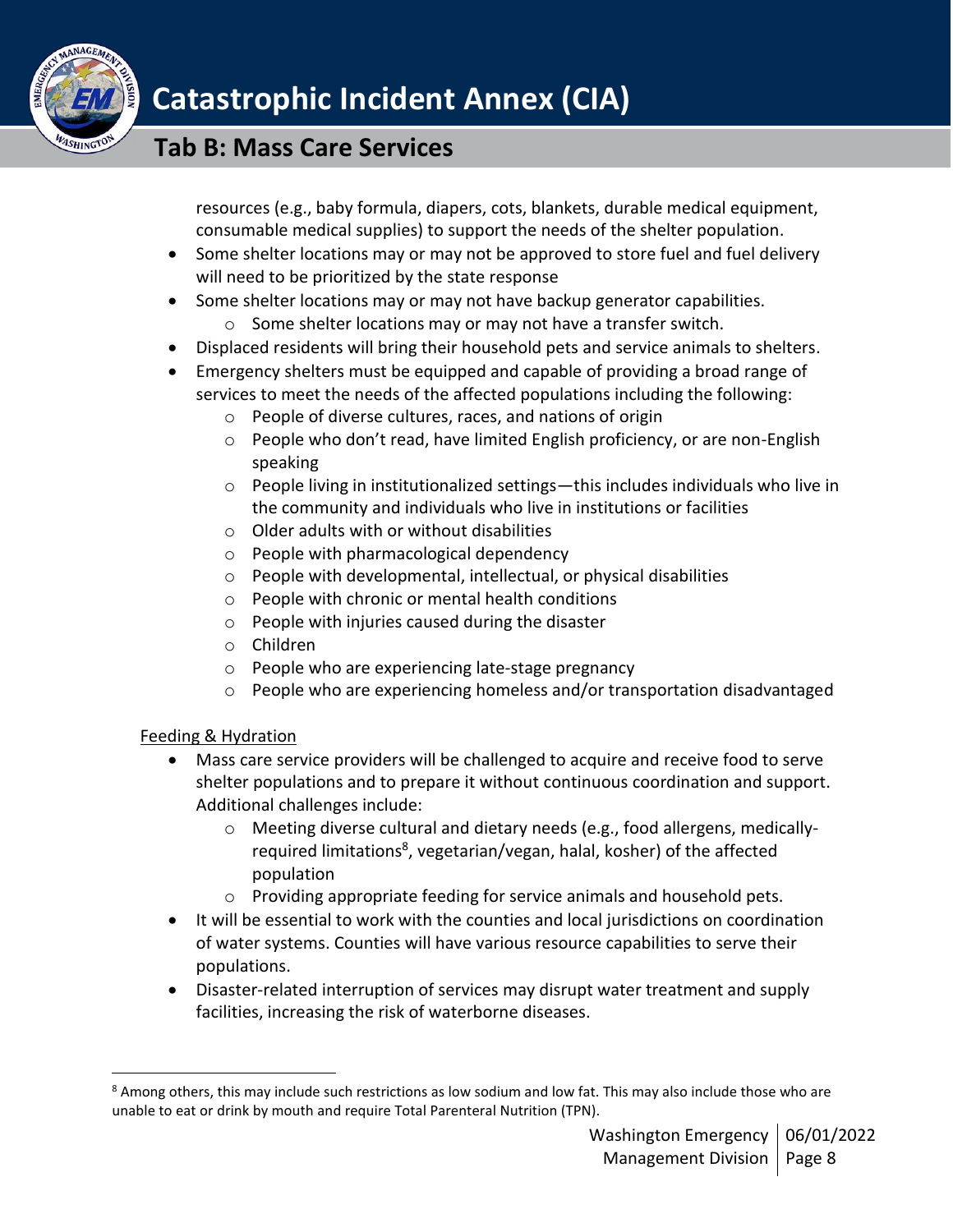resources (e.g., baby formula, diapers, cots, blankets, durable medical equipment, consumable medical supplies) to support the needs of the shelter population.

- Some shelter locations may or may not be approved to store fuel and fuel delivery will need to be prioritized by the state response
- Some shelter locations may or may not have backup generator capabilities.
  - Some shelter locations may or may not have a transfer switch.
- Displaced residents will bring their household pets and service animals to shelters.
- Emergency shelters must be equipped and capable of providing a broad range of services to meet the needs of the affected populations including the following:
  - People of diverse cultures, races, and nations of origin
  - People who don't read, have limited English proficiency, or are non-English speaking
  - People living in institutionalized settings—this includes individuals who live in the community and individuals who live in institutions or facilities
  - Older adults with or without disabilities
  - People with pharmacological dependency
  - People with developmental, intellectual, or physical disabilities
  - People with chronic or mental health conditions
  - People with injuries caused during the disaster
  - Children
  - People who are experiencing late-stage pregnancy
  - People who are experiencing homeless and/or transportation disadvantaged

Feeding & Hydration

- Mass care service providers will be challenged to acquire and receive food to serve shelter populations and to prepare it without continuous coordination and support. Additional challenges include:
  - Meeting diverse cultural and dietary needs (e.g., food allergens, medically-required limitations[8], vegetarian/vegan, halal, kosher) of the affected population
  - Providing appropriate feeding for service animals and household pets.
- It will be essential to work with the counties and local jurisdictions on coordination of water systems. Counties will have various resource capabilities to serve their populations.
- Disaster-related interruption of services may disrupt water treatment and supply facilities, increasing the risk of waterborne diseases.

[8] Among others, this may include such restrictions as low sodium and low fat. This may also include those who are unable to eat or drink by mouth and require Total Parenteral Nutrition (TPN).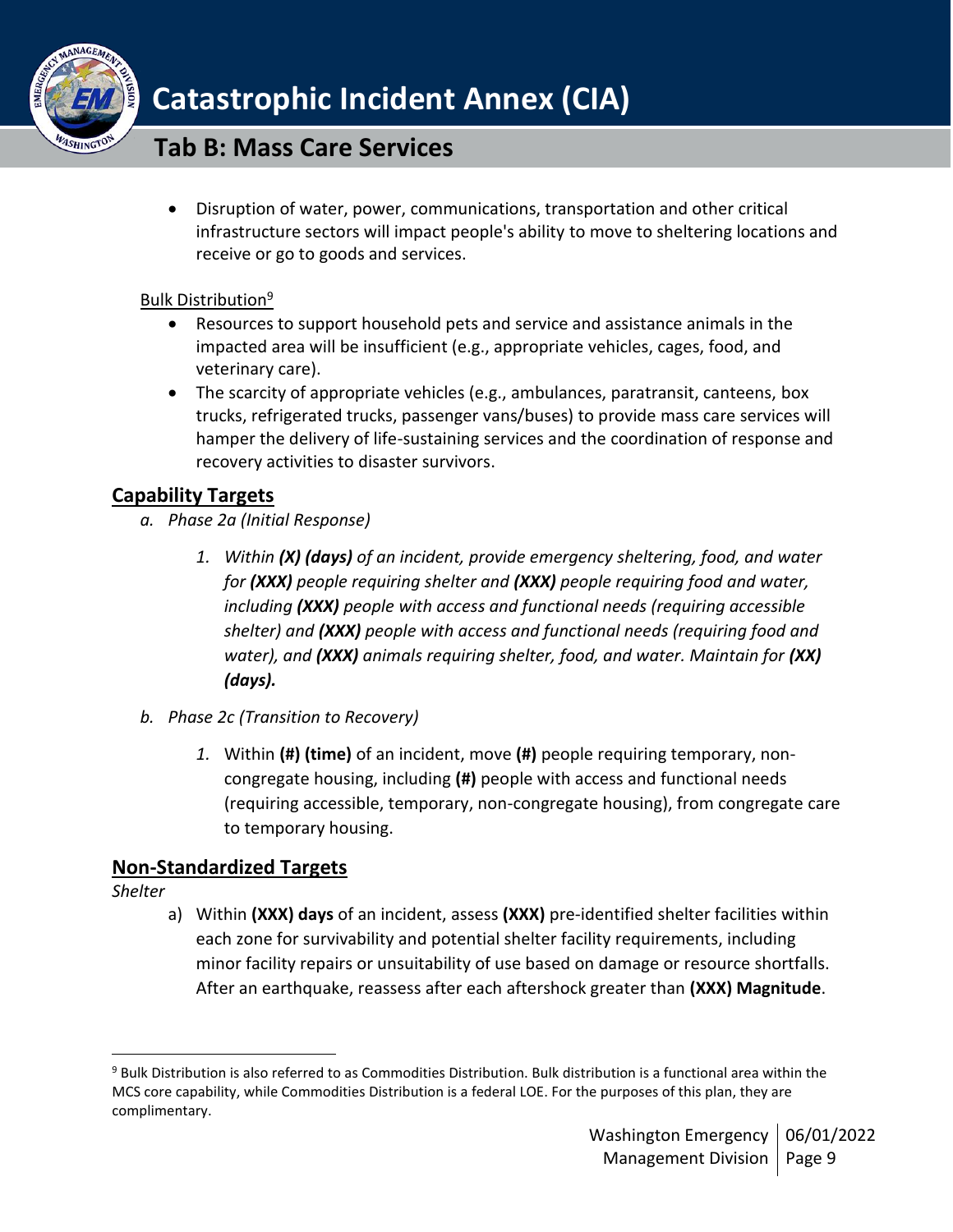- Disruption of water, power, communications, transportation and other critical infrastructure sectors will impact people's ability to move to sheltering locations and receive or go to goods and services.

Bulk Distribution[9]

- Resources to support household pets and service and assistance animals in the impacted area will be insufficient (e.g., appropriate vehicles, cages, food, and veterinary care).
- The scarcity of appropriate vehicles (e.g., ambulances, paratransit, canteens, box trucks, refrigerated trucks, passenger vans/buses) to provide mass care services will hamper the delivery of life-sustaining services and the coordination of response and recovery activities to disaster survivors.

## Capability Targets

*a. Phase 2a (Initial Response)*

*1. Within **(X) (days)** of an incident, provide emergency sheltering, food, and water for **(XXX)** people requiring shelter and **(XXX)** people requiring food and water, including **(XXX)** people with access and functional needs (requiring accessible shelter) and **(XXX)** people with access and functional needs (requiring food and water), and **(XXX)** animals requiring shelter, food, and water. Maintain for **(XX) (days).***

*b. Phase 2c (Transition to Recovery)*

*1.* Within **(#) (time)** of an incident, move **(#)** people requiring temporary, non-congregate housing, including **(#)** people with access and functional needs (requiring accessible, temporary, non-congregate housing), from congregate care to temporary housing.

## Non-Standardized Targets

*Shelter*

a) Within **(XXX) days** of an incident, assess **(XXX)** pre-identified shelter facilities within each zone for survivability and potential shelter facility requirements, including minor facility repairs or unsuitability of use based on damage or resource shortfalls. After an earthquake, reassess after each aftershock greater than **(XXX) Magnitude**.

---

[9] Bulk Distribution is also referred to as Commodities Distribution. Bulk distribution is a functional area within the MCS core capability, while Commodities Distribution is a federal LOE. For the purposes of this plan, they are complimentary.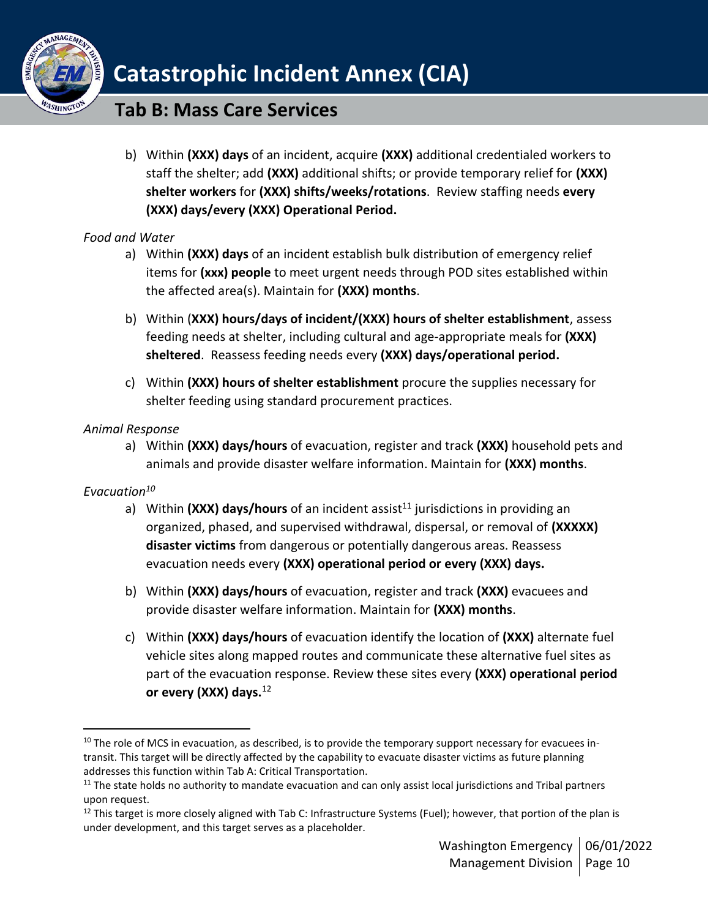b) Within **(XXX) days** of an incident, acquire **(XXX)** additional credentialed workers to staff the shelter; add **(XXX)** additional shifts; or provide temporary relief for **(XXX) shelter workers** for **(XXX) shifts/weeks/rotations**. Review staffing needs **every (XXX) days/every (XXX) Operational Period.**

*Food and Water*

a) Within **(XXX) days** of an incident establish bulk distribution of emergency relief items for **(xxx) people** to meet urgent needs through POD sites established within the affected area(s). Maintain for **(XXX) months**.

b) Within (**XXX) hours/days of incident/(XXX) hours of shelter establishment**, assess feeding needs at shelter, including cultural and age-appropriate meals for **(XXX) sheltered**. Reassess feeding needs every **(XXX) days/operational period.**

c) Within **(XXX) hours of shelter establishment** procure the supplies necessary for shelter feeding using standard procurement practices.

*Animal Response*

a) Within **(XXX) days/hours** of evacuation, register and track **(XXX)** household pets and animals and provide disaster welfare information. Maintain for **(XXX) months**.

*Evacuation*[10]

a) Within **(XXX) days/hours** of an incident assist[11] jurisdictions in providing an organized, phased, and supervised withdrawal, dispersal, or removal of **(XXXXX) disaster victims** from dangerous or potentially dangerous areas. Reassess evacuation needs every **(XXX) operational period or every (XXX) days.**

b) Within **(XXX) days/hours** of evacuation, register and track **(XXX)** evacuees and provide disaster welfare information. Maintain for **(XXX) months**.

c) Within **(XXX) days/hours** of evacuation identify the location of **(XXX)** alternate fuel vehicle sites along mapped routes and communicate these alternative fuel sites as part of the evacuation response. Review these sites every **(XXX) operational period or every (XXX) days.**[12]

---

[10] The role of MCS in evacuation, as described, is to provide the temporary support necessary for evacuees in-transit. This target will be directly affected by the capability to evacuate disaster victims as future planning addresses this function within Tab A: Critical Transportation.

[11] The state holds no authority to mandate evacuation and can only assist local jurisdictions and Tribal partners upon request.

[12] This target is more closely aligned with Tab C: Infrastructure Systems (Fuel); however, that portion of the plan is under development, and this target serves as a placeholder.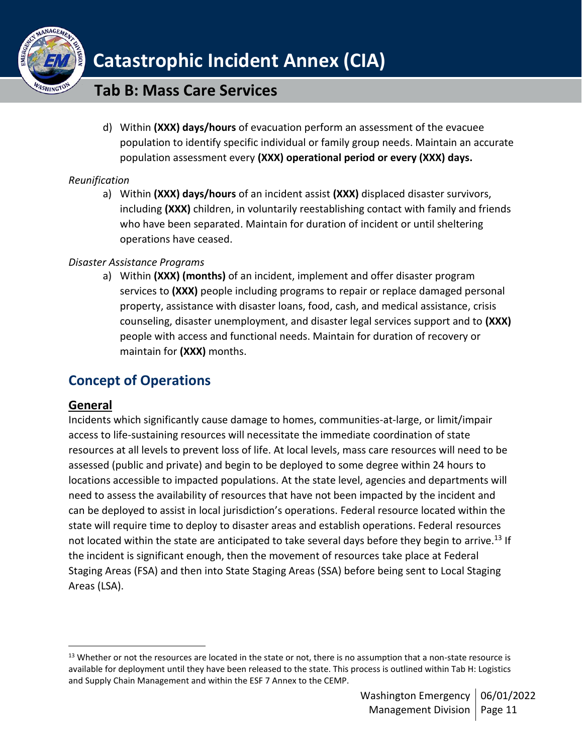d) Within **(XXX) days/hours** of evacuation perform an assessment of the evacuee population to identify specific individual or family group needs. Maintain an accurate population assessment every **(XXX) operational period or every (XXX) days.**

*Reunification*

a) Within **(XXX) days/hours** of an incident assist **(XXX)** displaced disaster survivors, including **(XXX)** children, in voluntarily reestablishing contact with family and friends who have been separated. Maintain for duration of incident or until sheltering operations have ceased.

*Disaster Assistance Programs*

a) Within **(XXX) (months)** of an incident, implement and offer disaster program services to **(XXX)** people including programs to repair or replace damaged personal property, assistance with disaster loans, food, cash, and medical assistance, crisis counseling, disaster unemployment, and disaster legal services support and to **(XXX)** people with access and functional needs. Maintain for duration of recovery or maintain for **(XXX)** months.

## Concept of Operations

### General

Incidents which significantly cause damage to homes, communities-at-large, or limit/impair access to life-sustaining resources will necessitate the immediate coordination of state resources at all levels to prevent loss of life. At local levels, mass care resources will need to be assessed (public and private) and begin to be deployed to some degree within 24 hours to locations accessible to impacted populations. At the state level, agencies and departments will need to assess the availability of resources that have not been impacted by the incident and can be deployed to assist in local jurisdiction's operations. Federal resource located within the state will require time to deploy to disaster areas and establish operations. Federal resources not located within the state are anticipated to take several days before they begin to arrive.[13] If the incident is significant enough, then the movement of resources take place at Federal Staging Areas (FSA) and then into State Staging Areas (SSA) before being sent to Local Staging Areas (LSA).

[13] Whether or not the resources are located in the state or not, there is no assumption that a non-state resource is available for deployment until they have been released to the state. This process is outlined within Tab H: Logistics and Supply Chain Management and within the ESF 7 Annex to the CEMP.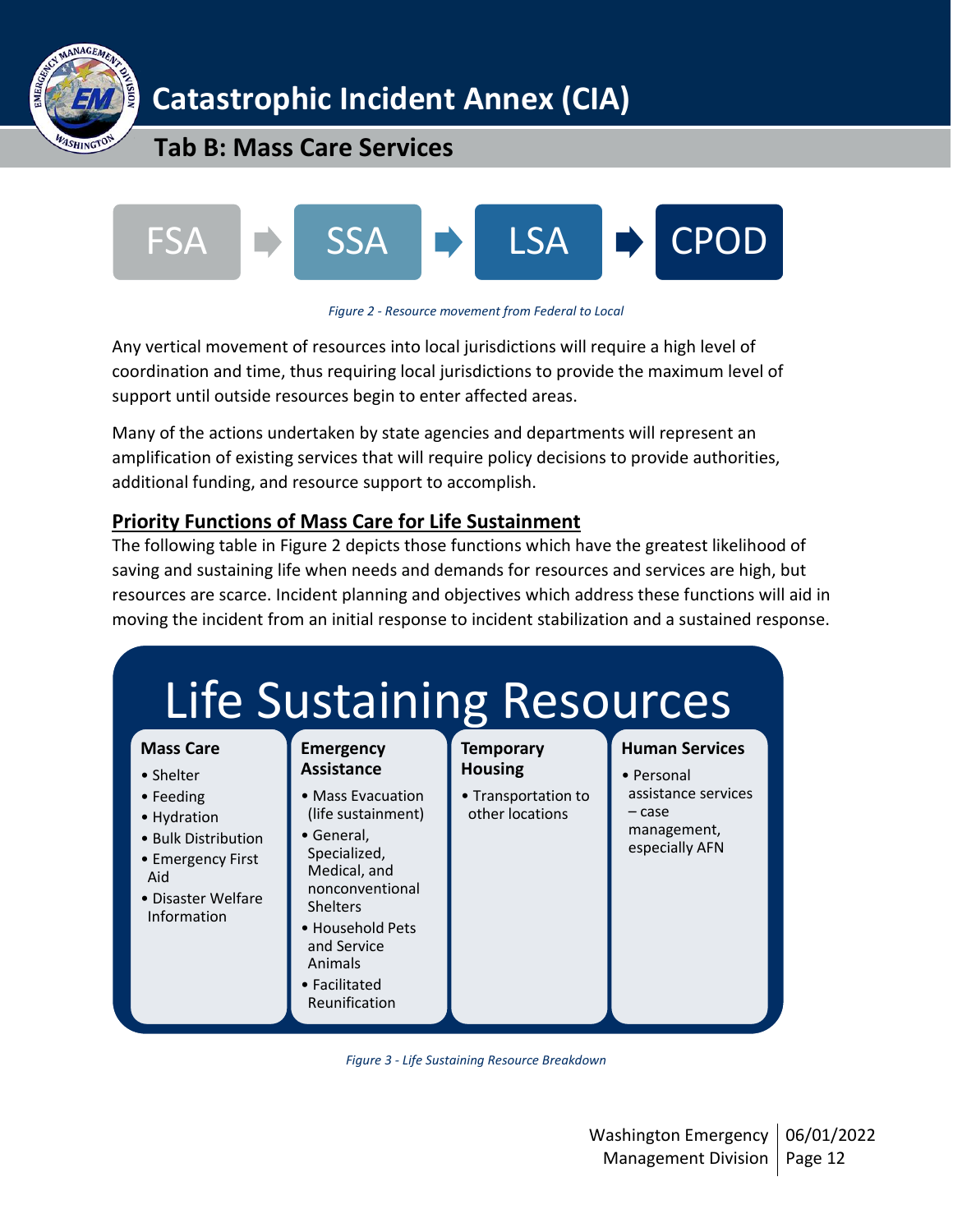FSA ➡ SSA ➡ LSA ➡ CPOD

*Figure 2 - Resource movement from Federal to Local*

Any vertical movement of resources into local jurisdictions will require a high level of coordination and time, thus requiring local jurisdictions to provide the maximum level of support until outside resources begin to enter affected areas.

Many of the actions undertaken by state agencies and departments will represent an amplification of existing services that will require policy decisions to provide authorities, additional funding, and resource support to accomplish.

## Priority Functions of Mass Care for Life Sustainment

The following table in Figure 2 depicts those functions which have the greatest likelihood of saving and sustaining life when needs and demands for resources and services are high, but resources are scarce. Incident planning and objectives which address these functions will aid in moving the incident from an initial response to incident stabilization and a sustained response.

**Life Sustaining Resources**

| Mass Care | Emergency Assistance | Temporary Housing | Human Services |
|---|---|---|---|
| • Shelter<br>• Feeding<br>• Hydration<br>• Bulk Distribution<br>• Emergency First Aid<br>• Disaster Welfare Information | • Mass Evacuation (life sustainment)<br>• General, Specialized, Medical, and nonconventional Shelters<br>• Household Pets and Service Animals<br>• Facilitated Reunification | • Transportation to other locations | • Personal assistance services – case management, especially AFN |

*Figure 3 - Life Sustaining Resource Breakdown*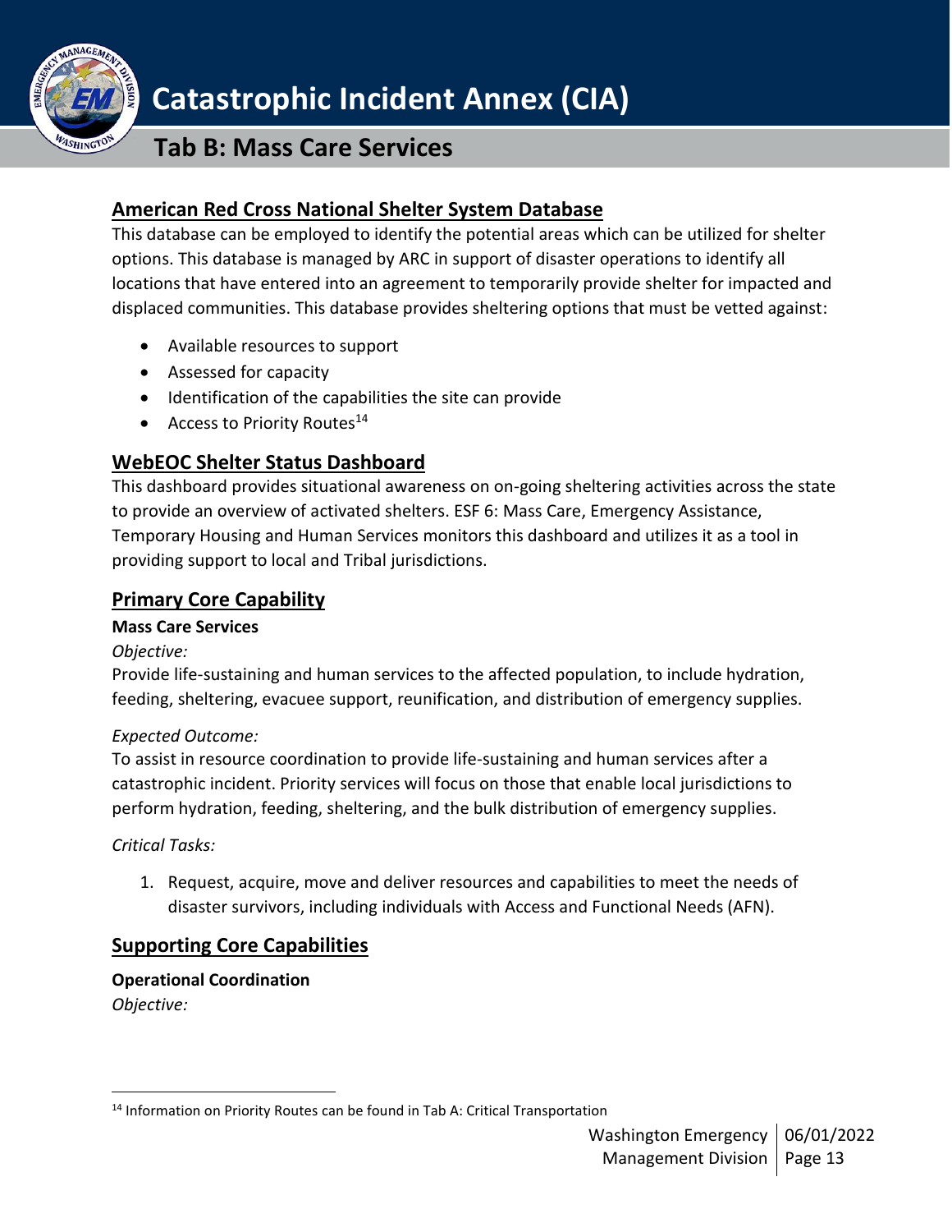## American Red Cross National Shelter System Database

This database can be employed to identify the potential areas which can be utilized for shelter options. This database is managed by ARC in support of disaster operations to identify all locations that have entered into an agreement to temporarily provide shelter for impacted and displaced communities. This database provides sheltering options that must be vetted against:

- Available resources to support
- Assessed for capacity
- Identification of the capabilities the site can provide
- Access to Priority Routes[14]

## WebEOC Shelter Status Dashboard

This dashboard provides situational awareness on on-going sheltering activities across the state to provide an overview of activated shelters. ESF 6: Mass Care, Emergency Assistance, Temporary Housing and Human Services monitors this dashboard and utilizes it as a tool in providing support to local and Tribal jurisdictions.

## Primary Core Capability

**Mass Care Services**

*Objective:*

Provide life-sustaining and human services to the affected population, to include hydration, feeding, sheltering, evacuee support, reunification, and distribution of emergency supplies.

*Expected Outcome:*

To assist in resource coordination to provide life-sustaining and human services after a catastrophic incident. Priority services will focus on those that enable local jurisdictions to perform hydration, feeding, sheltering, and the bulk distribution of emergency supplies.

*Critical Tasks:*

1. Request, acquire, move and deliver resources and capabilities to meet the needs of disaster survivors, including individuals with Access and Functional Needs (AFN).

## Supporting Core Capabilities

**Operational Coordination**

*Objective:*

---

[14] Information on Priority Routes can be found in Tab A: Critical Transportation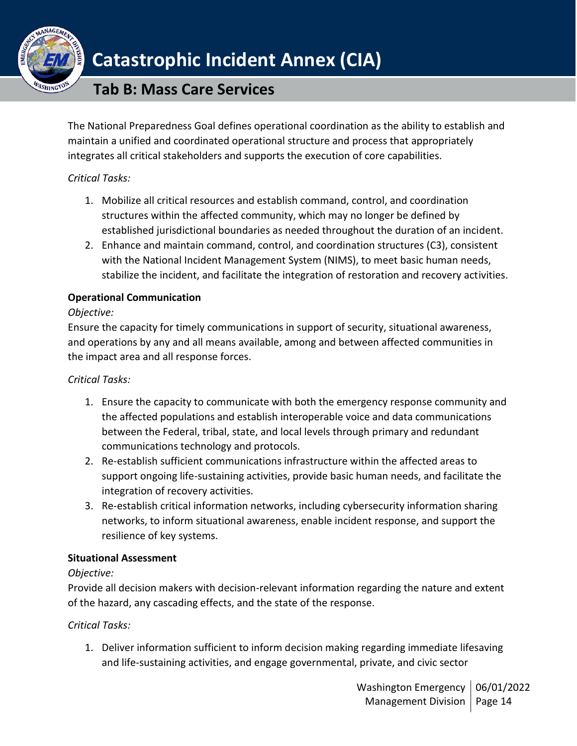The National Preparedness Goal defines operational coordination as the ability to establish and maintain a unified and coordinated operational structure and process that appropriately integrates all critical stakeholders and supports the execution of core capabilities.

*Critical Tasks:*

1. Mobilize all critical resources and establish command, control, and coordination structures within the affected community, which may no longer be defined by established jurisdictional boundaries as needed throughout the duration of an incident.
2. Enhance and maintain command, control, and coordination structures (C3), consistent with the National Incident Management System (NIMS), to meet basic human needs, stabilize the incident, and facilitate the integration of restoration and recovery activities.

**Operational Communication**

*Objective:*

Ensure the capacity for timely communications in support of security, situational awareness, and operations by any and all means available, among and between affected communities in the impact area and all response forces.

*Critical Tasks:*

1. Ensure the capacity to communicate with both the emergency response community and the affected populations and establish interoperable voice and data communications between the Federal, tribal, state, and local levels through primary and redundant communications technology and protocols.
2. Re-establish sufficient communications infrastructure within the affected areas to support ongoing life-sustaining activities, provide basic human needs, and facilitate the integration of recovery activities.
3. Re-establish critical information networks, including cybersecurity information sharing networks, to inform situational awareness, enable incident response, and support the resilience of key systems.

**Situational Assessment**

*Objective:*

Provide all decision makers with decision-relevant information regarding the nature and extent of the hazard, any cascading effects, and the state of the response.

*Critical Tasks:*

1. Deliver information sufficient to inform decision making regarding immediate lifesaving and life-sustaining activities, and engage governmental, private, and civic sector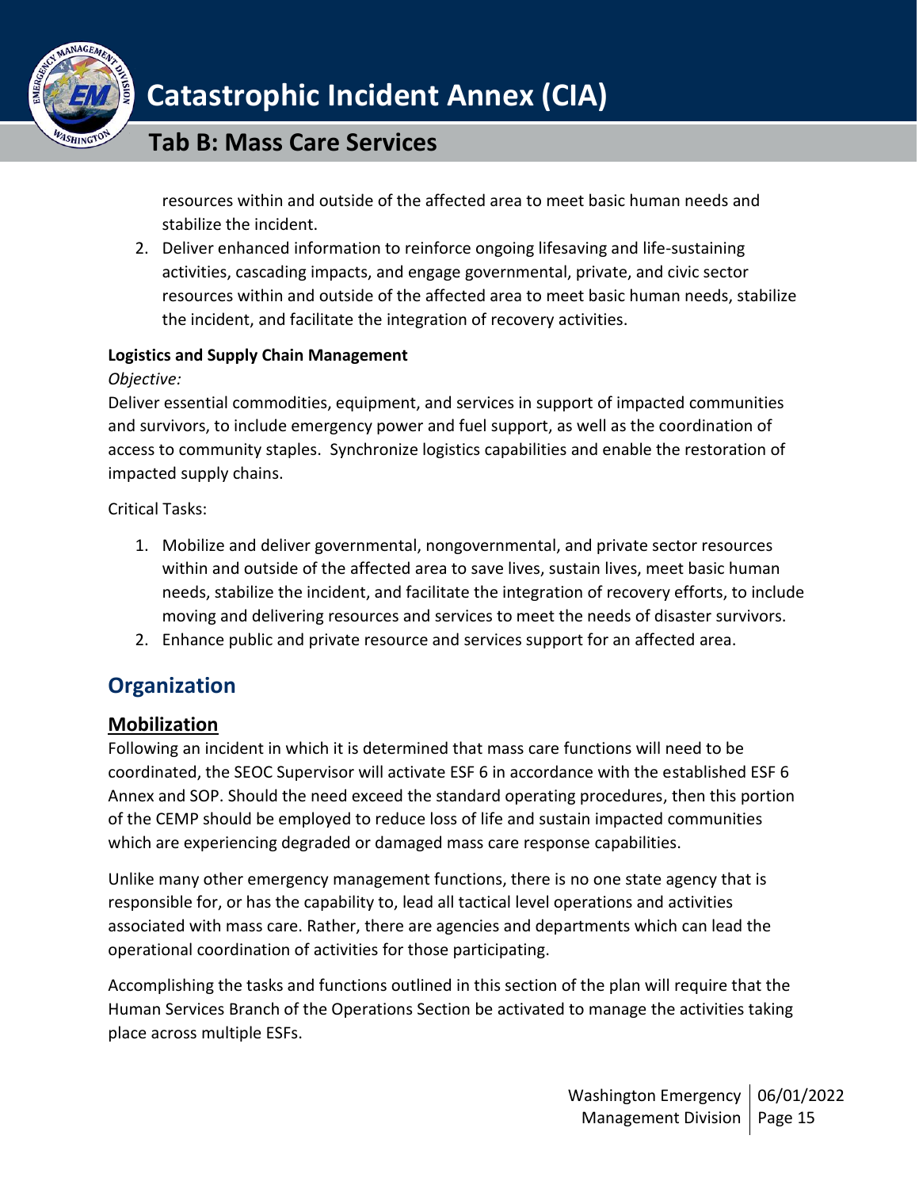resources within and outside of the affected area to meet basic human needs and stabilize the incident.

2. Deliver enhanced information to reinforce ongoing lifesaving and life-sustaining activities, cascading impacts, and engage governmental, private, and civic sector resources within and outside of the affected area to meet basic human needs, stabilize the incident, and facilitate the integration of recovery activities.

**Logistics and Supply Chain Management**

*Objective:*

Deliver essential commodities, equipment, and services in support of impacted communities and survivors, to include emergency power and fuel support, as well as the coordination of access to community staples. Synchronize logistics capabilities and enable the restoration of impacted supply chains.

Critical Tasks:

1. Mobilize and deliver governmental, nongovernmental, and private sector resources within and outside of the affected area to save lives, sustain lives, meet basic human needs, stabilize the incident, and facilitate the integration of recovery efforts, to include moving and delivering resources and services to meet the needs of disaster survivors.
2. Enhance public and private resource and services support for an affected area.

## Organization

### Mobilization

Following an incident in which it is determined that mass care functions will need to be coordinated, the SEOC Supervisor will activate ESF 6 in accordance with the established ESF 6 Annex and SOP. Should the need exceed the standard operating procedures, then this portion of the CEMP should be employed to reduce loss of life and sustain impacted communities which are experiencing degraded or damaged mass care response capabilities.

Unlike many other emergency management functions, there is no one state agency that is responsible for, or has the capability to, lead all tactical level operations and activities associated with mass care. Rather, there are agencies and departments which can lead the operational coordination of activities for those participating.

Accomplishing the tasks and functions outlined in this section of the plan will require that the Human Services Branch of the Operations Section be activated to manage the activities taking place across multiple ESFs.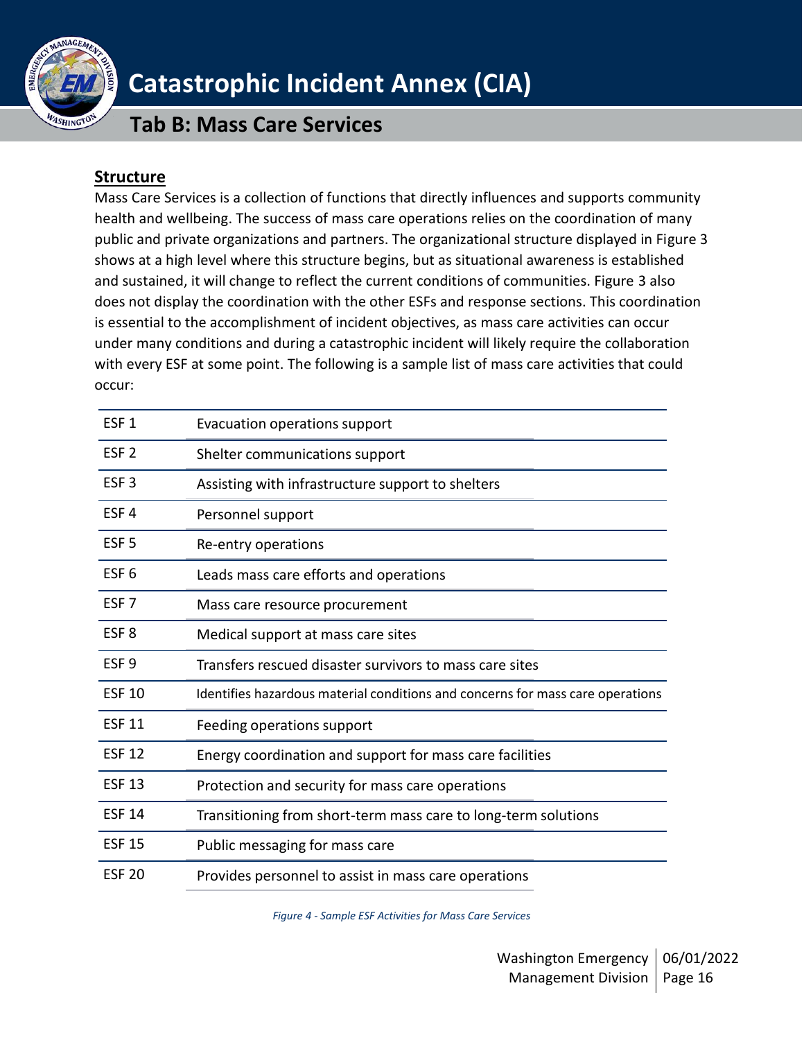## Structure

Mass Care Services is a collection of functions that directly influences and supports community health and wellbeing. The success of mass care operations relies on the coordination of many public and private organizations and partners. The organizational structure displayed in Figure 3 shows at a high level where this structure begins, but as situational awareness is established and sustained, it will change to reflect the current conditions of communities. Figure 3 also does not display the coordination with the other ESFs and response sections. This coordination is essential to the accomplishment of incident objectives, as mass care activities can occur under many conditions and during a catastrophic incident will likely require the collaboration with every ESF at some point. The following is a sample list of mass care activities that could occur:

| | |
|---|---|
| ESF 1 | Evacuation operations support |
| ESF 2 | Shelter communications support |
| ESF 3 | Assisting with infrastructure support to shelters |
| ESF 4 | Personnel support |
| ESF 5 | Re-entry operations |
| ESF 6 | Leads mass care efforts and operations |
| ESF 7 | Mass care resource procurement |
| ESF 8 | Medical support at mass care sites |
| ESF 9 | Transfers rescued disaster survivors to mass care sites |
| ESF 10 | Identifies hazardous material conditions and concerns for mass care operations |
| ESF 11 | Feeding operations support |
| ESF 12 | Energy coordination and support for mass care facilities |
| ESF 13 | Protection and security for mass care operations |
| ESF 14 | Transitioning from short-term mass care to long-term solutions |
| ESF 15 | Public messaging for mass care |
| ESF 20 | Provides personnel to assist in mass care operations |

*Figure 4 - Sample ESF Activities for Mass Care Services*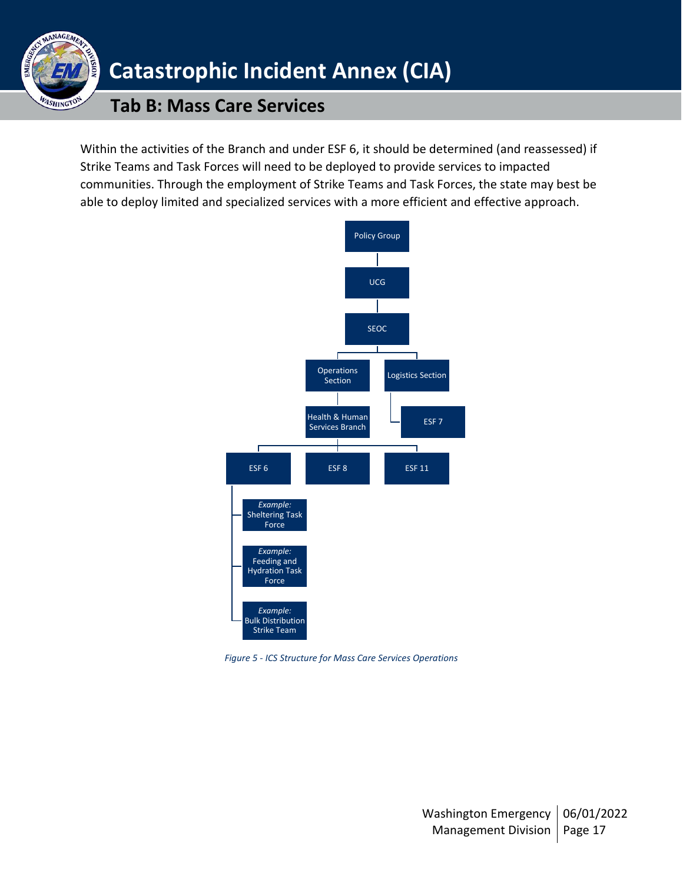Within the activities of the Branch and under ESF 6, it should be determined (and reassessed) if Strike Teams and Task Forces will need to be deployed to provide services to impacted communities. Through the employment of Strike Teams and Task Forces, the state may best be able to deploy limited and specialized services with a more efficient and effective approach.

- Policy Group
  - UCG
    - SEOC
      - Operations Section
        - Health & Human Services Branch
          - ESF 6
            - *Example:* Sheltering Task Force
            - *Example:* Feeding and Hydration Task Force
            - *Example:* Bulk Distribution Strike Team
          - ESF 8
          - ESF 11
      - Logistics Section
        - ESF 7

*Figure 5 - ICS Structure for Mass Care Services Operations*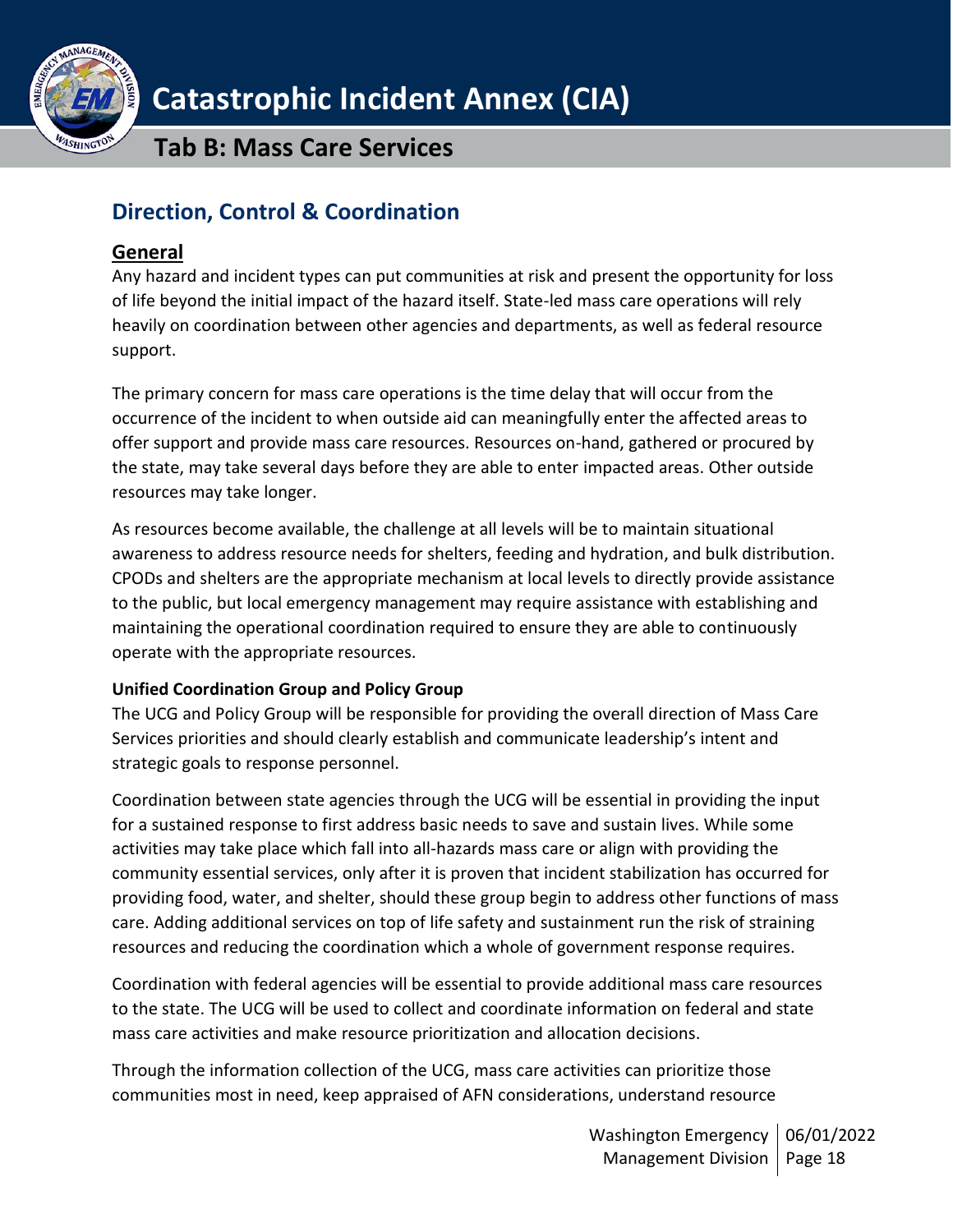## Direction, Control & Coordination

### General

Any hazard and incident types can put communities at risk and present the opportunity for loss of life beyond the initial impact of the hazard itself. State-led mass care operations will rely heavily on coordination between other agencies and departments, as well as federal resource support.

The primary concern for mass care operations is the time delay that will occur from the occurrence of the incident to when outside aid can meaningfully enter the affected areas to offer support and provide mass care resources. Resources on-hand, gathered or procured by the state, may take several days before they are able to enter impacted areas. Other outside resources may take longer.

As resources become available, the challenge at all levels will be to maintain situational awareness to address resource needs for shelters, feeding and hydration, and bulk distribution. CPODs and shelters are the appropriate mechanism at local levels to directly provide assistance to the public, but local emergency management may require assistance with establishing and maintaining the operational coordination required to ensure they are able to continuously operate with the appropriate resources.

#### Unified Coordination Group and Policy Group

The UCG and Policy Group will be responsible for providing the overall direction of Mass Care Services priorities and should clearly establish and communicate leadership's intent and strategic goals to response personnel.

Coordination between state agencies through the UCG will be essential in providing the input for a sustained response to first address basic needs to save and sustain lives. While some activities may take place which fall into all-hazards mass care or align with providing the community essential services, only after it is proven that incident stabilization has occurred for providing food, water, and shelter, should these group begin to address other functions of mass care. Adding additional services on top of life safety and sustainment run the risk of straining resources and reducing the coordination which a whole of government response requires.

Coordination with federal agencies will be essential to provide additional mass care resources to the state. The UCG will be used to collect and coordinate information on federal and state mass care activities and make resource prioritization and allocation decisions.

Through the information collection of the UCG, mass care activities can prioritize those communities most in need, keep appraised of AFN considerations, understand resource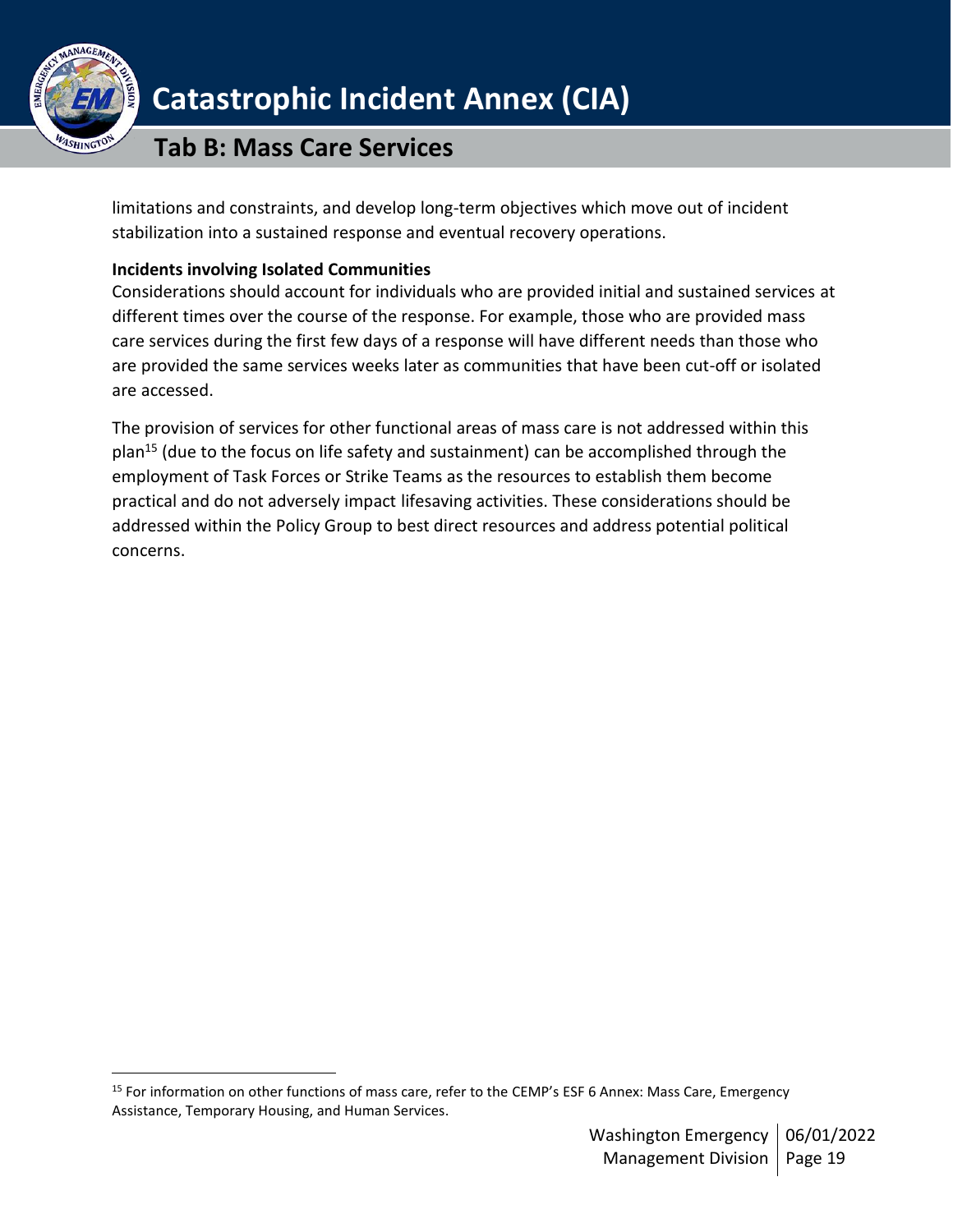limitations and constraints, and develop long-term objectives which move out of incident stabilization into a sustained response and eventual recovery operations.

**Incidents involving Isolated Communities**

Considerations should account for individuals who are provided initial and sustained services at different times over the course of the response. For example, those who are provided mass care services during the first few days of a response will have different needs than those who are provided the same services weeks later as communities that have been cut-off or isolated are accessed.

The provision of services for other functional areas of mass care is not addressed within this plan[15] (due to the focus on life safety and sustainment) can be accomplished through the employment of Task Forces or Strike Teams as the resources to establish them become practical and do not adversely impact lifesaving activities. These considerations should be addressed within the Policy Group to best direct resources and address potential political concerns.

[15] For information on other functions of mass care, refer to the CEMP's ESF 6 Annex: Mass Care, Emergency Assistance, Temporary Housing, and Human Services.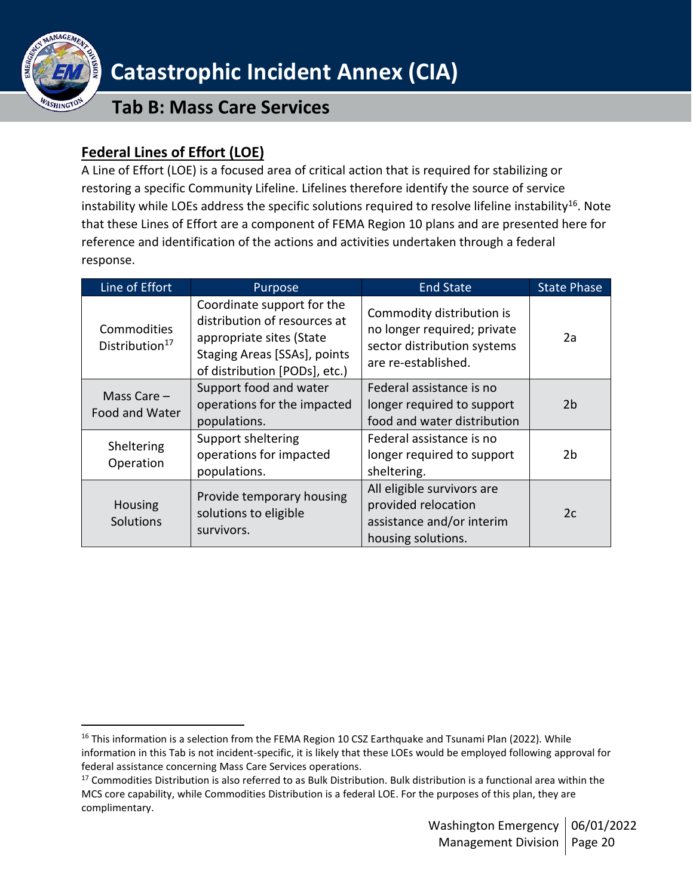## Federal Lines of Effort (LOE)

A Line of Effort (LOE) is a focused area of critical action that is required for stabilizing or restoring a specific Community Lifeline. Lifelines therefore identify the source of service instability while LOEs address the specific solutions required to resolve lifeline instability[16]. Note that these Lines of Effort are a component of FEMA Region 10 plans and are presented here for reference and identification of the actions and activities undertaken through a federal response.

| Line of Effort | Purpose | End State | State Phase |
|---|---|---|---|
| Commodities Distribution[17] | Coordinate support for the distribution of resources at appropriate sites (State Staging Areas [SSAs], points of distribution [PODs], etc.) | Commodity distribution is no longer required; private sector distribution systems are re-established. | 2a |
| Mass Care – Food and Water | Support food and water operations for the impacted populations. | Federal assistance is no longer required to support food and water distribution | 2b |
| Sheltering Operation | Support sheltering operations for impacted populations. | Federal assistance is no longer required to support sheltering. | 2b |
| Housing Solutions | Provide temporary housing solutions to eligible survivors. | All eligible survivors are provided relocation assistance and/or interim housing solutions. | 2c |

[16] This information is a selection from the FEMA Region 10 CSZ Earthquake and Tsunami Plan (2022). While information in this Tab is not incident-specific, it is likely that these LOEs would be employed following approval for federal assistance concerning Mass Care Services operations.

[17] Commodities Distribution is also referred to as Bulk Distribution. Bulk distribution is a functional area within the MCS core capability, while Commodities Distribution is a federal LOE. For the purposes of this plan, they are complimentary.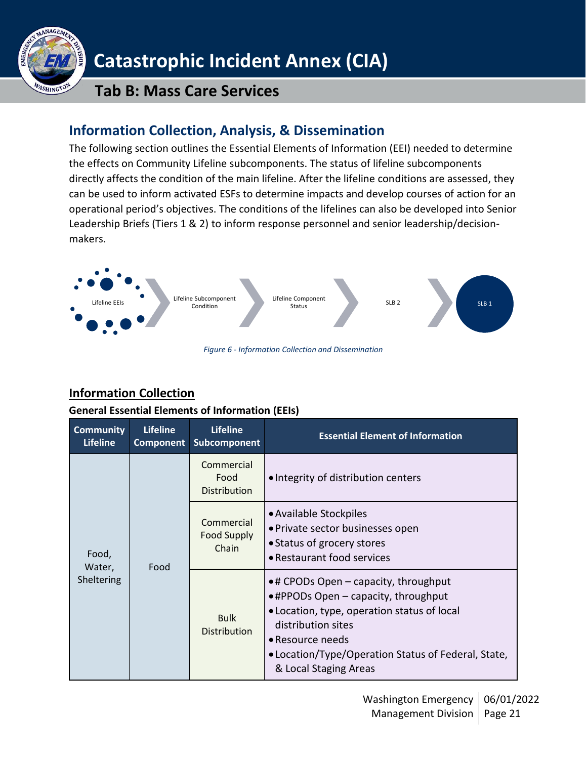## Information Collection, Analysis, & Dissemination

The following section outlines the Essential Elements of Information (EEI) needed to determine the effects on Community Lifeline subcomponents. The status of lifeline subcomponents directly affects the condition of the main lifeline. After the lifeline conditions are assessed, they can be used to inform activated ESFs to determine impacts and develop courses of action for an operational period's objectives. The conditions of the lifelines can also be developed into Senior Leadership Briefs (Tiers 1 & 2) to inform response personnel and senior leadership/decision-makers.

Lifeline EEIs → Lifeline Subcomponent Condition → Lifeline Component Status → SLB 2 → SLB 1

*Figure 6 - Information Collection and Dissemination*

### Information Collection

**General Essential Elements of Information (EEIs)**

| Community Lifeline | Lifeline Component | Lifeline Subcomponent | Essential Element of Information |
|---|---|---|---|
| Food, Water, Sheltering | Food | Commercial Food Distribution | • Integrity of distribution centers |
| | | Commercial Food Supply Chain | • Available Stockpiles<br>• Private sector businesses open<br>• Status of grocery stores<br>• Restaurant food services |
| | | Bulk Distribution | • # CPODs Open – capacity, throughput<br>• #PPODs Open – capacity, throughput<br>• Location, type, operation status of local distribution sites<br>• Resource needs<br>• Location/Type/Operation Status of Federal, State, & Local Staging Areas |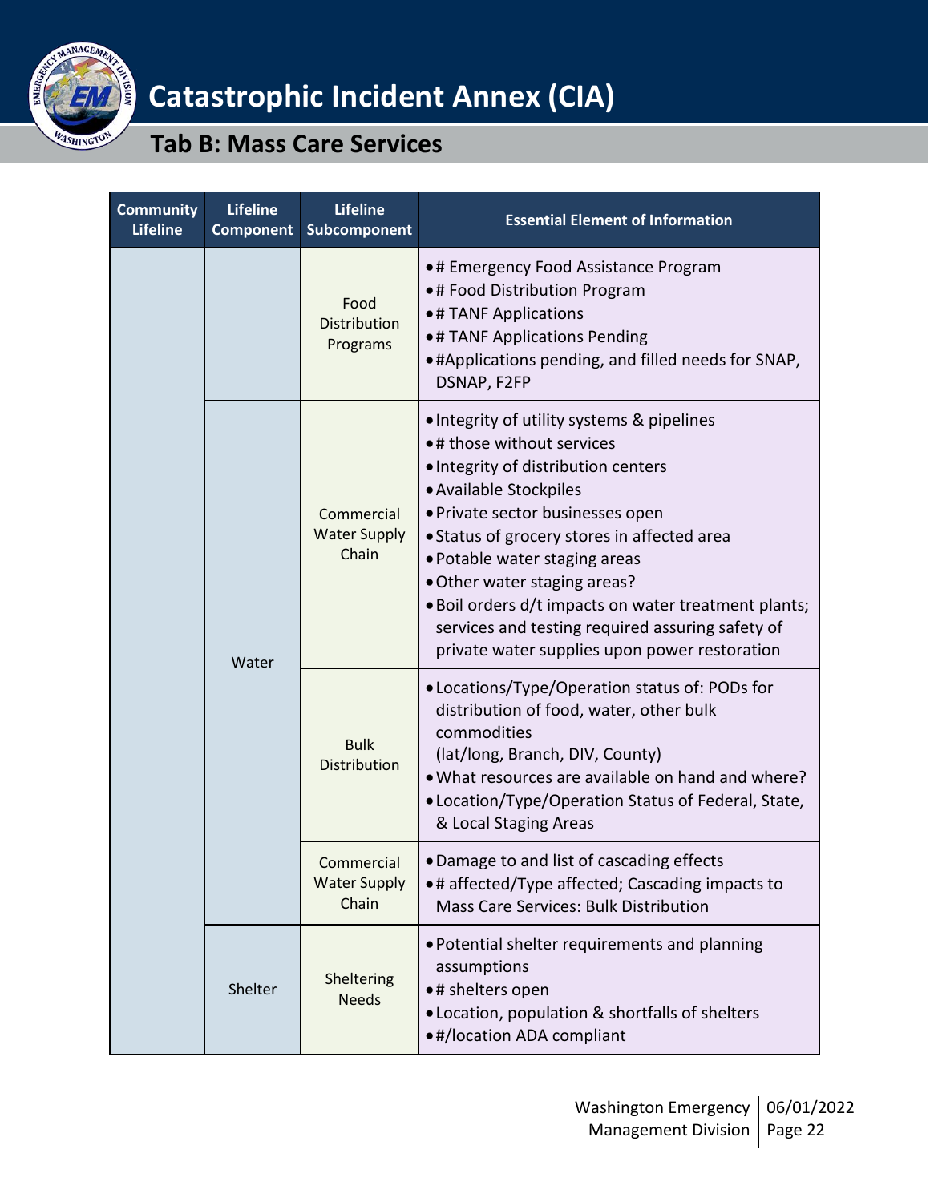| Community Lifeline | Lifeline Component | Lifeline Subcomponent | Essential Element of Information |
|---|---|---|---|
| | | Food Distribution Programs | • # Emergency Food Assistance Program<br>• # Food Distribution Program<br>• # TANF Applications<br>• # TANF Applications Pending<br>• #Applications pending, and filled needs for SNAP, DSNAP, F2FP |
| | Water | Commercial Water Supply Chain | • Integrity of utility systems & pipelines<br>• # those without services<br>• Integrity of distribution centers<br>• Available Stockpiles<br>• Private sector businesses open<br>• Status of grocery stores in affected area<br>• Potable water staging areas<br>• Other water staging areas?<br>• Boil orders d/t impacts on water treatment plants; services and testing required assuring safety of private water supplies upon power restoration |
| | | Bulk Distribution | • Locations/Type/Operation status of: PODs for distribution of food, water, other bulk commodities (lat/long, Branch, DIV, County)<br>• What resources are available on hand and where?<br>• Location/Type/Operation Status of Federal, State, & Local Staging Areas |
| | | Commercial Water Supply Chain | • Damage to and list of cascading effects<br>• # affected/Type affected; Cascading impacts to Mass Care Services: Bulk Distribution |
| | Shelter | Sheltering Needs | • Potential shelter requirements and planning assumptions<br>• # shelters open<br>• Location, population & shortfalls of shelters<br>• #/location ADA compliant |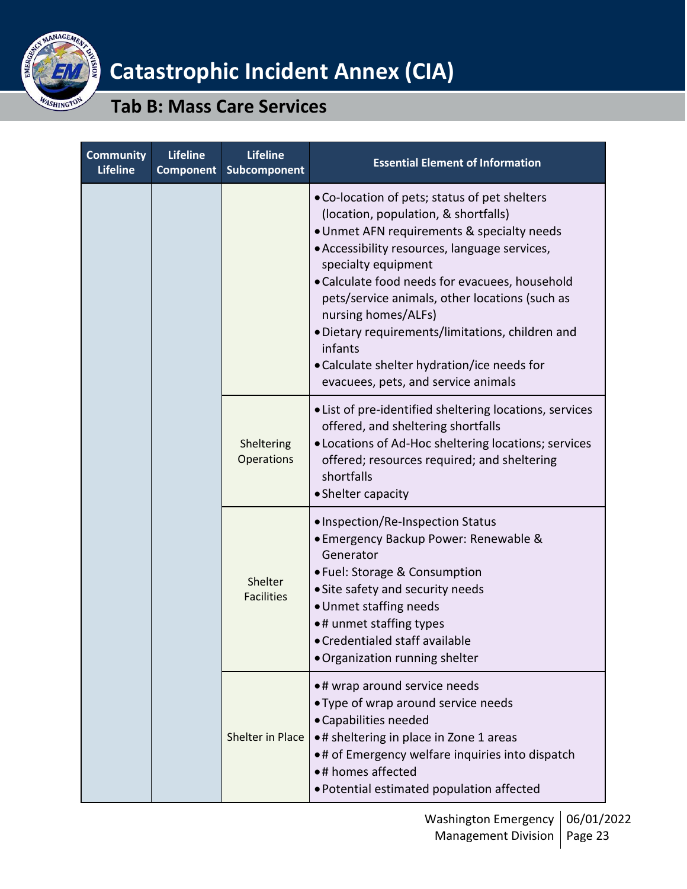| Community Lifeline | Lifeline Component | Lifeline Subcomponent | Essential Element of Information |
|---|---|---|---|
| | | | • Co-location of pets; status of pet shelters (location, population, & shortfalls)<br>• Unmet AFN requirements & specialty needs<br>• Accessibility resources, language services, specialty equipment<br>• Calculate food needs for evacuees, household pets/service animals, other locations (such as nursing homes/ALFs)<br>• Dietary requirements/limitations, children and infants<br>• Calculate shelter hydration/ice needs for evacuees, pets, and service animals |
| | | Sheltering Operations | • List of pre-identified sheltering locations, services offered, and sheltering shortfalls<br>• Locations of Ad-Hoc sheltering locations; services offered; resources required; and sheltering shortfalls<br>• Shelter capacity |
| | | Shelter Facilities | • Inspection/Re-Inspection Status<br>• Emergency Backup Power: Renewable & Generator<br>• Fuel: Storage & Consumption<br>• Site safety and security needs<br>• Unmet staffing needs<br>• # unmet staffing types<br>• Credentialed staff available<br>• Organization running shelter |
| | | Shelter in Place | • # wrap around service needs<br>• Type of wrap around service needs<br>• Capabilities needed<br>• # sheltering in place in Zone 1 areas<br>• # of Emergency welfare inquiries into dispatch<br>• # homes affected<br>• Potential estimated population affected |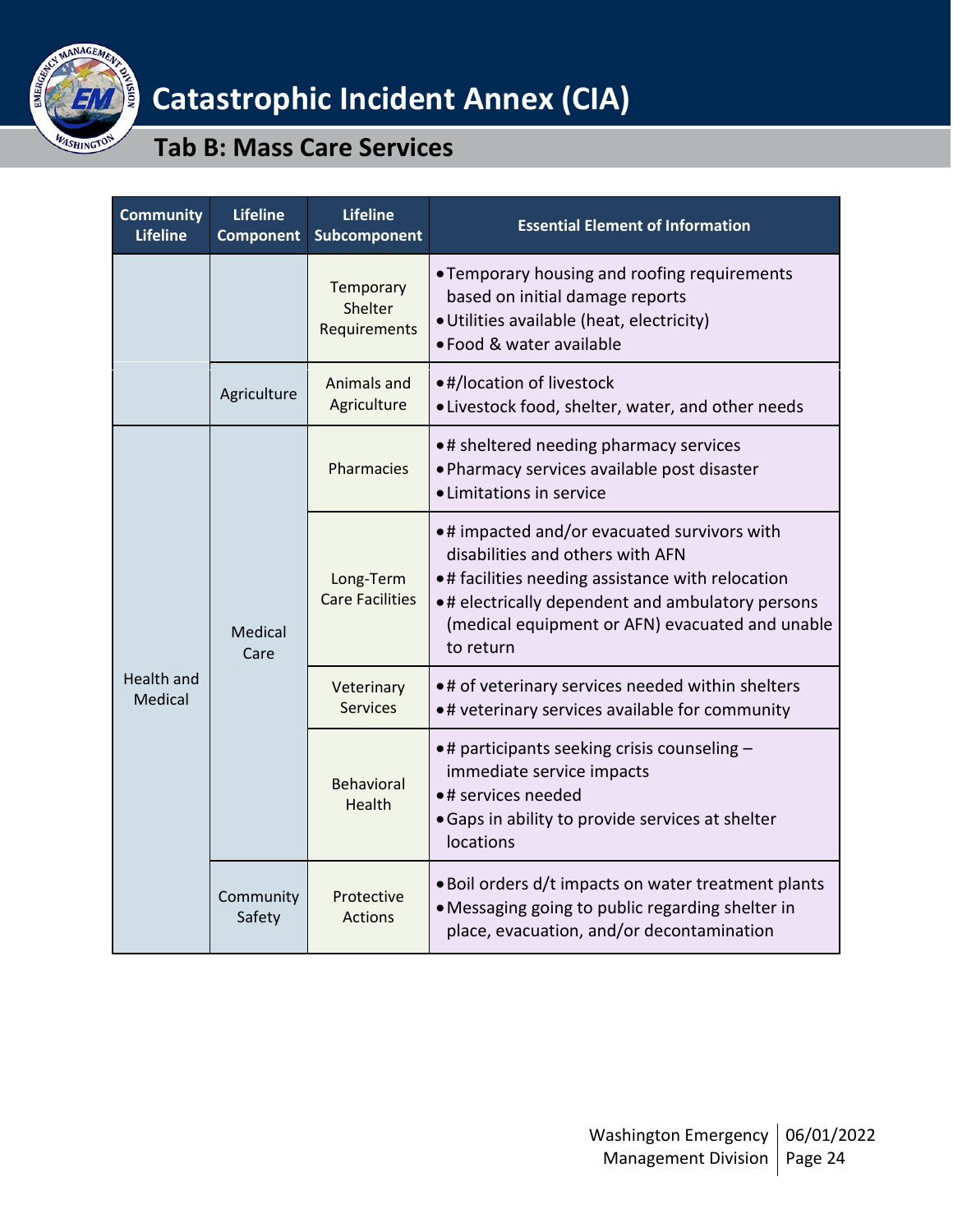| Community Lifeline | Lifeline Component | Lifeline Subcomponent | Essential Element of Information |
|---|---|---|---|
| | | Temporary Shelter Requirements | • Temporary housing and roofing requirements based on initial damage reports<br>• Utilities available (heat, electricity)<br>• Food & water available |
| | Agriculture | Animals and Agriculture | • #/location of livestock<br>• Livestock food, shelter, water, and other needs |
| Health and Medical | Medical Care | Pharmacies | • # sheltered needing pharmacy services<br>• Pharmacy services available post disaster<br>• Limitations in service |
| | | Long-Term Care Facilities | • # impacted and/or evacuated survivors with disabilities and others with AFN<br>• # facilities needing assistance with relocation<br>• # electrically dependent and ambulatory persons (medical equipment or AFN) evacuated and unable to return |
| | | Veterinary Services | • # of veterinary services needed within shelters<br>• # veterinary services available for community |
| | | Behavioral Health | • # participants seeking crisis counseling – immediate service impacts<br>• # services needed<br>• Gaps in ability to provide services at shelter locations |
| | Community Safety | Protective Actions | • Boil orders d/t impacts on water treatment plants<br>• Messaging going to public regarding shelter in place, evacuation, and/or decontamination |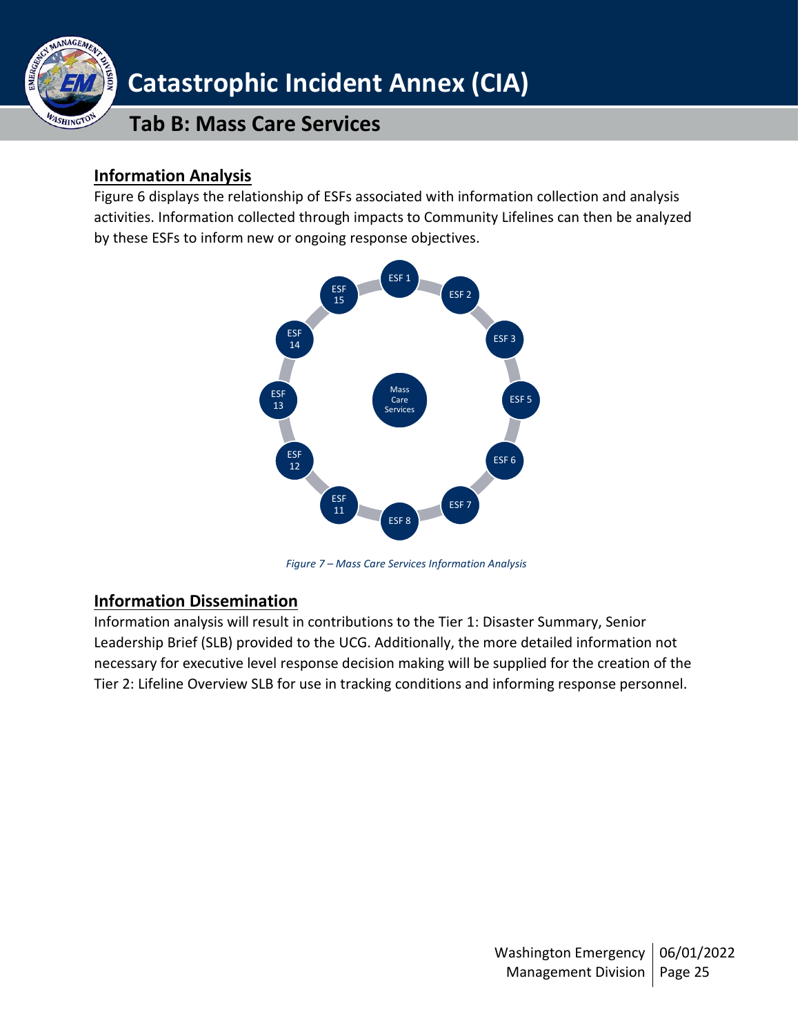## Information Analysis

Figure 6 displays the relationship of ESFs associated with information collection and analysis activities. Information collected through impacts to Community Lifelines can then be analyzed by these ESFs to inform new or ongoing response objectives.

Mass Care Services

ESF 1, ESF 2, ESF 3, ESF 5, ESF 6, ESF 7, ESF 8, ESF 11, ESF 12, ESF 13, ESF 14, ESF 15

*Figure 7 – Mass Care Services Information Analysis*

## Information Dissemination

Information analysis will result in contributions to the Tier 1: Disaster Summary, Senior Leadership Brief (SLB) provided to the UCG. Additionally, the more detailed information not necessary for executive level response decision making will be supplied for the creation of the Tier 2: Lifeline Overview SLB for use in tracking conditions and informing response personnel.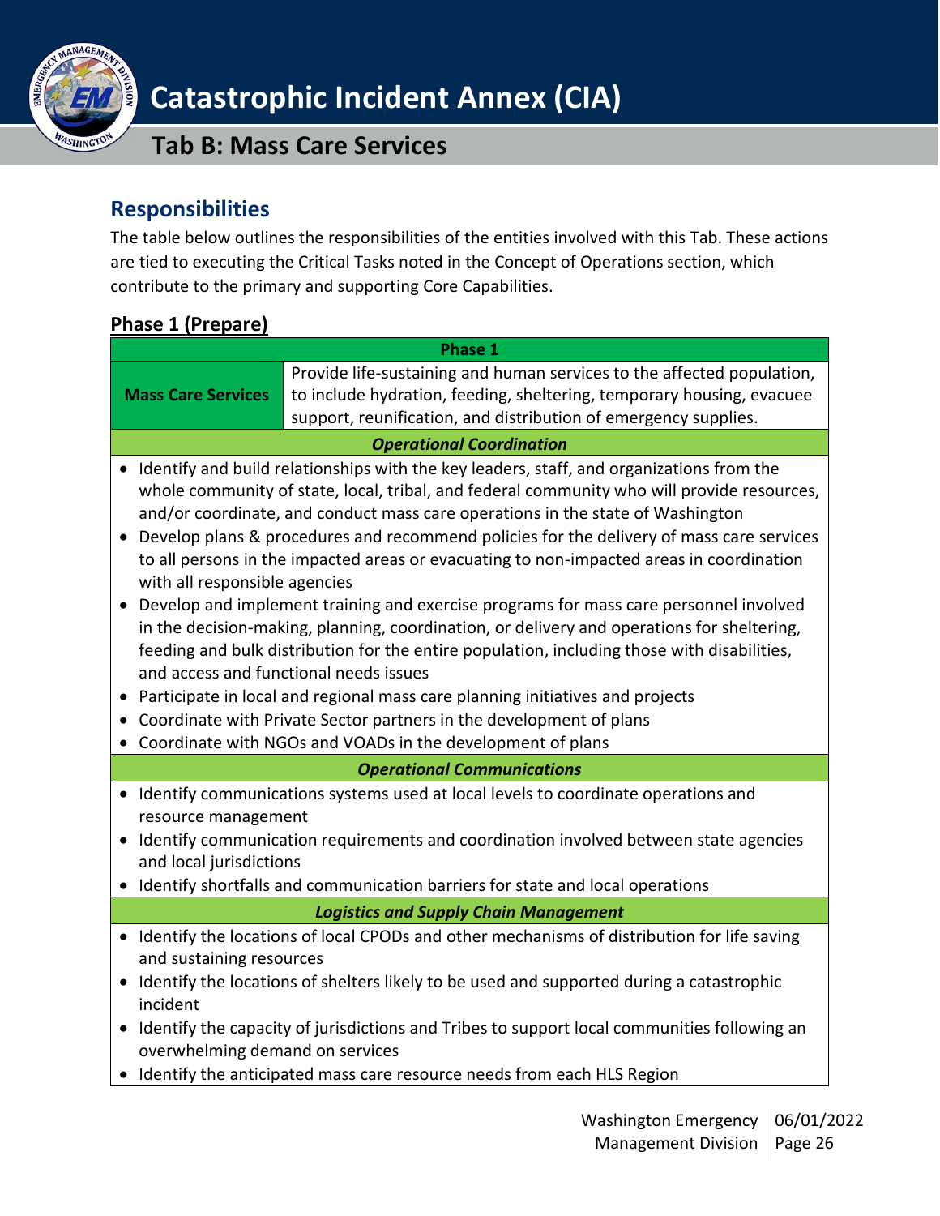## Responsibilities

The table below outlines the responsibilities of the entities involved with this Tab. These actions are tied to executing the Critical Tasks noted in the Concept of Operations section, which contribute to the primary and supporting Core Capabilities.

### Phase 1 (Prepare)

| Phase 1 | |
|---|---|
| **Mass Care Services** | Provide life-sustaining and human services to the affected population, to include hydration, feeding, sheltering, temporary housing, evacuee support, reunification, and distribution of emergency supplies. |
| ***Operational Coordination*** | |
| • Identify and build relationships with the key leaders, staff, and organizations from the whole community of state, local, tribal, and federal community who will provide resources, and/or coordinate, and conduct mass care operations in the state of Washington<br>• Develop plans & procedures and recommend policies for the delivery of mass care services to all persons in the impacted areas or evacuating to non-impacted areas in coordination with all responsible agencies<br>• Develop and implement training and exercise programs for mass care personnel involved in the decision-making, planning, coordination, or delivery and operations for sheltering, feeding and bulk distribution for the entire population, including those with disabilities, and access and functional needs issues<br>• Participate in local and regional mass care planning initiatives and projects<br>• Coordinate with Private Sector partners in the development of plans<br>• Coordinate with NGOs and VOADs in the development of plans | |
| ***Operational Communications*** | |
| • Identify communications systems used at all levels to coordinate operations and resource management<br>• Identify communication requirements and coordination involved between state agencies and local jurisdictions<br>• Identify shortfalls and communication barriers for state and local operations | |
| ***Logistics and Supply Chain Management*** | |
| • Identify the locations of local CPODs and other mechanisms of distribution for life saving and sustaining resources<br>• Identify the locations of shelters likely to be used and supported during a catastrophic incident<br>• Identify the capacity of jurisdictions and Tribes to support local communities following an overwhelming demand on services<br>• Identify the anticipated mass care resource needs from each HLS Region | |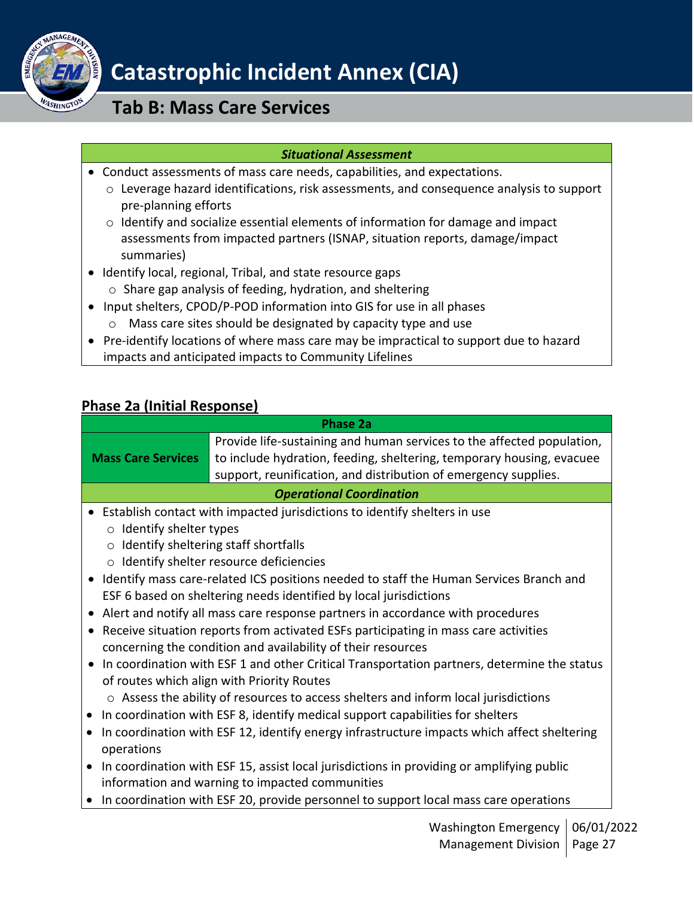| *Situational Assessment* |
|---|
| • Conduct assessments of mass care needs, capabilities, and expectations.<br>  ○ Leverage hazard identifications, risk assessments, and consequence analysis to support pre-planning efforts<br>  ○ Identify and socialize essential elements of information for damage and impact assessments from impacted partners (ISNAP, situation reports, damage/impact summaries)<br>• Identify local, regional, Tribal, and state resource gaps<br>  ○ Share gap analysis of feeding, hydration, and sheltering<br>• Input shelters, CPOD/P-POD information into GIS for use in all phases<br>  ○ Mass care sites should be designated by capacity type and use<br>• Pre-identify locations of where mass care may be impractical to support due to hazard impacts and anticipated impacts to Community Lifelines |

## Phase 2a (Initial Response)

| Phase 2a | |
|---|---|
| **Mass Care Services** | Provide life-sustaining and human services to the affected population, to include hydration, feeding, sheltering, temporary housing, evacuee support, reunification, and distribution of emergency supplies. |
| ***Operational Coordination*** | |
| • Establish contact with impacted jurisdictions to identify shelters in use<br>  ○ Identify shelter types<br>  ○ Identify sheltering staff shortfalls<br>  ○ Identify shelter resource deficiencies<br>• Identify mass care-related ICS positions needed to staff the Human Services Branch and ESF 6 based on sheltering needs identified by local jurisdictions<br>• Alert and notify all mass care response partners in accordance with procedures<br>• Receive situation reports from activated ESFs participating in mass care activities concerning the condition and availability of their resources<br>• In coordination with ESF 1 and other Critical Transportation partners, determine the status of routes which align with Priority Routes<br>  ○ Assess the ability of resources to access shelters and inform local jurisdictions<br>• In coordination with ESF 8, identify medical support capabilities for shelters<br>• In coordination with ESF 12, identify energy infrastructure impacts which affect sheltering operations<br>• In coordination with ESF 15, assist local jurisdictions in providing or amplifying public information and warning to impacted communities<br>• In coordination with ESF 20, provide personnel to support local mass care operations | |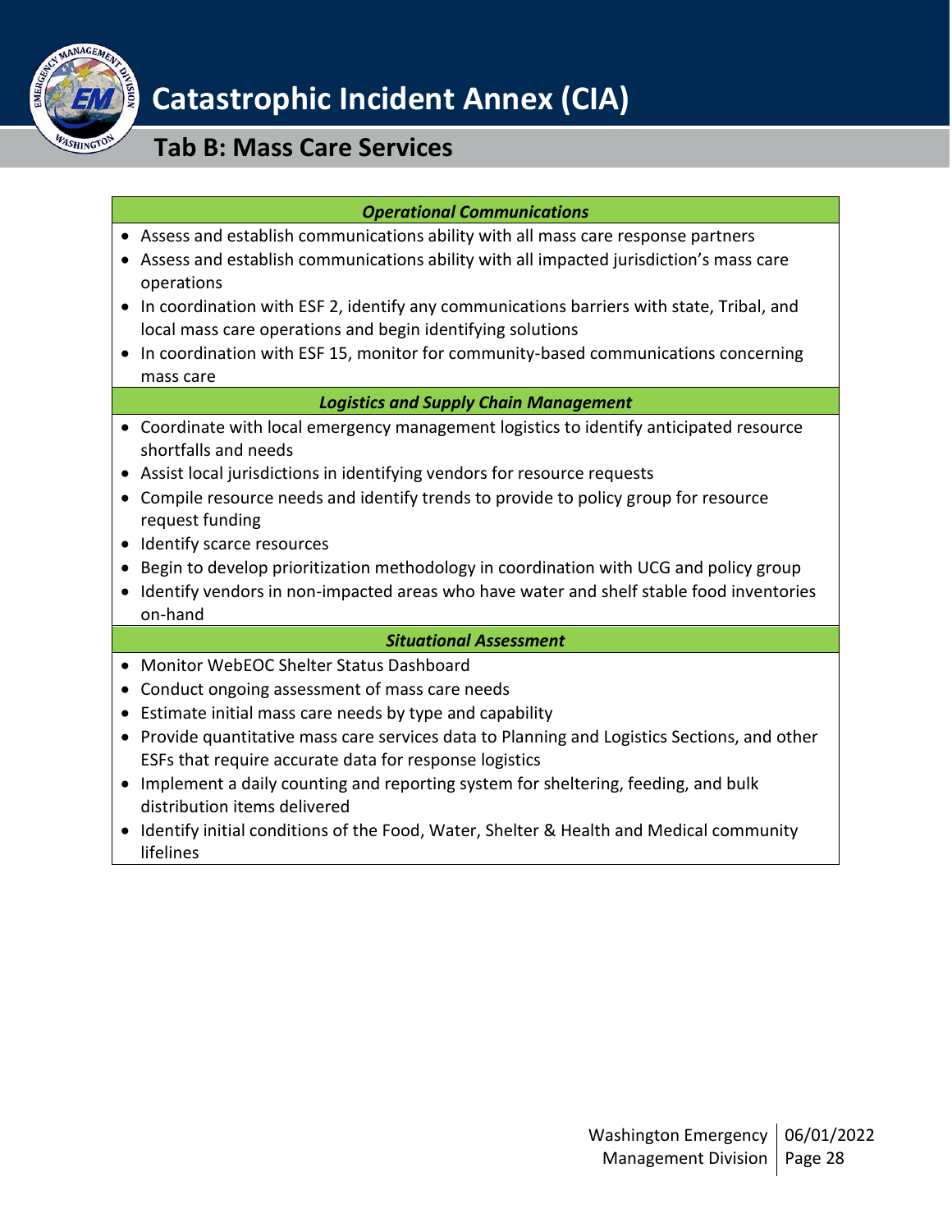| ***Operational Communications*** |
|---|
| • Assess and establish communications ability with all mass care response partners<br>• Assess and establish communications ability with all impacted jurisdiction's mass care operations<br>• In coordination with ESF 2, identify any communications barriers with state, Tribal, and local mass care operations and begin identifying solutions<br>• In coordination with ESF 15, monitor for community-based communications concerning mass care |
| ***Logistics and Supply Chain Management*** |
| • Coordinate with local emergency management logistics to identify anticipated resource shortfalls and needs<br>• Assist local jurisdictions in identifying vendors for resource requests<br>• Compile resource needs and identify trends to provide to policy group for resource request funding<br>• Identify scarce resources<br>• Begin to develop prioritization methodology in coordination with UCG and policy group<br>• Identify vendors in non-impacted areas who have water and shelf stable food inventories on-hand |
| ***Situational Assessment*** |
| • Monitor WebEOC Shelter Status Dashboard<br>• Conduct ongoing assessment of mass care needs<br>• Estimate initial mass care needs by type and capability<br>• Provide quantitative mass care services data to Planning and Logistics Sections, and other ESFs that require accurate data for response logistics<br>• Implement a daily counting and reporting system for sheltering, feeding, and bulk distribution items delivered<br>• Identify initial conditions of the Food, Water, Shelter & Health and Medical community lifelines |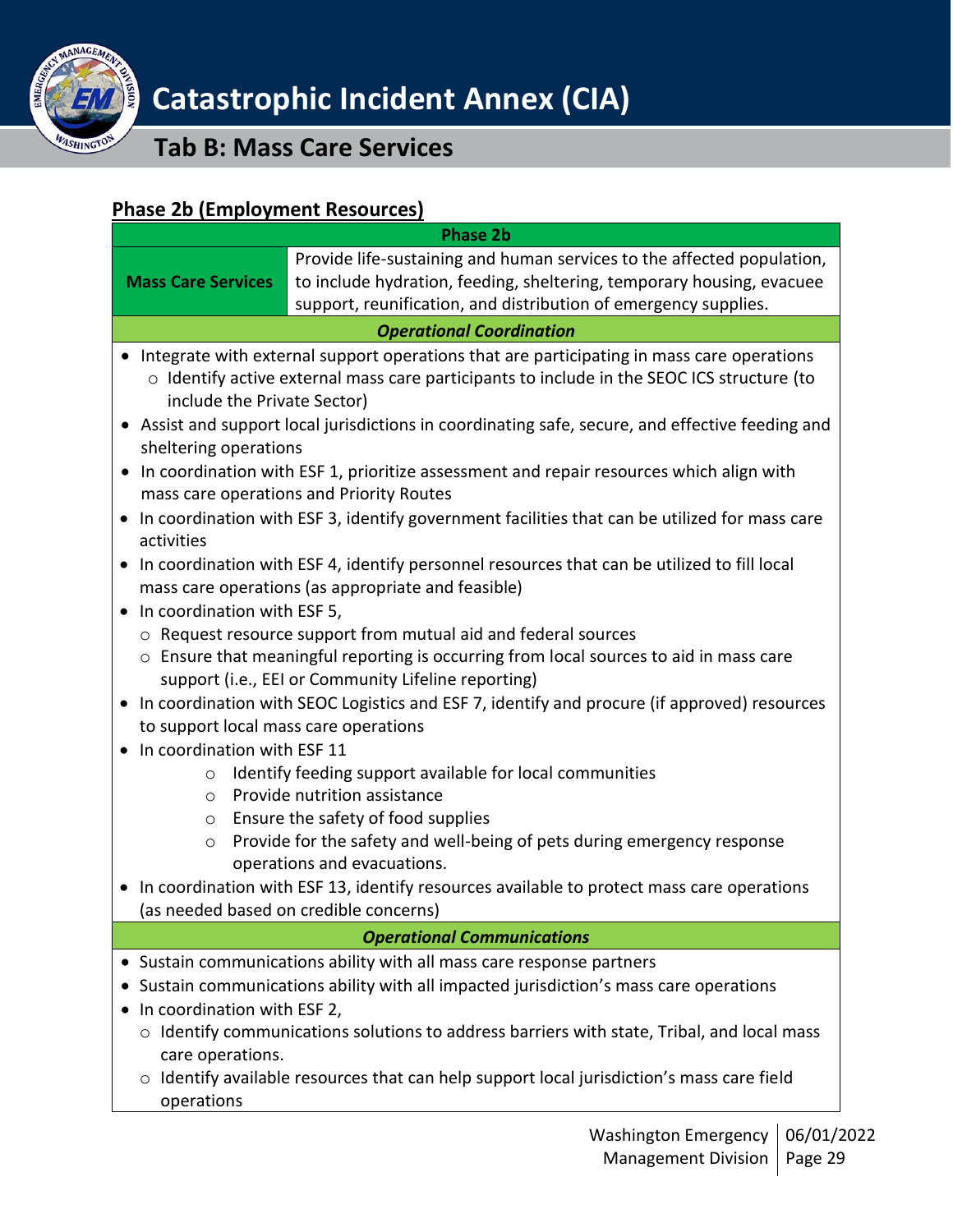## Phase 2b (Employment Resources)

| Phase 2b | |
|---|---|
| **Mass Care Services** | Provide life-sustaining and human services to the affected population, to include hydration, feeding, sheltering, temporary housing, evacuee support, reunification, and distribution of emergency supplies. |

***Operational Coordination***

- Integrate with external support operations that are participating in mass care operations
  - Identify active external mass care participants to include in the SEOC ICS structure (to include the Private Sector)
- Assist and support local jurisdictions in coordinating safe, secure, and effective feeding and sheltering operations
- In coordination with ESF 1, prioritize assessment and repair resources which align with mass care operations and Priority Routes
- In coordination with ESF 3, identify government facilities that can be utilized for mass care activities
- In coordination with ESF 4, identify personnel resources that can be utilized to fill local mass care operations (as appropriate and feasible)
- In coordination with ESF 5,
  - Request resource support from mutual aid and federal sources
  - Ensure that meaningful reporting is occurring from local sources to aid in mass care support (i.e., EEI or Community Lifeline reporting)
- In coordination with SEOC Logistics and ESF 7, identify and procure (if approved) resources to support local mass care operations
- In coordination with ESF 11
  - Identify feeding support available for local communities
  - Provide nutrition assistance
  - Ensure the safety of food supplies
  - Provide for the safety and well-being of pets during emergency response operations and evacuations.
- In coordination with ESF 13, identify resources available to protect mass care operations (as needed based on credible concerns)

***Operational Communications***

- Sustain communications ability with all mass care response partners
- Sustain communications ability with all impacted jurisdiction's mass care operations
- In coordination with ESF 2,
  - Identify communications solutions to address barriers with state, Tribal, and local mass care operations.
  - Identify available resources that can help support local jurisdiction's mass care field operations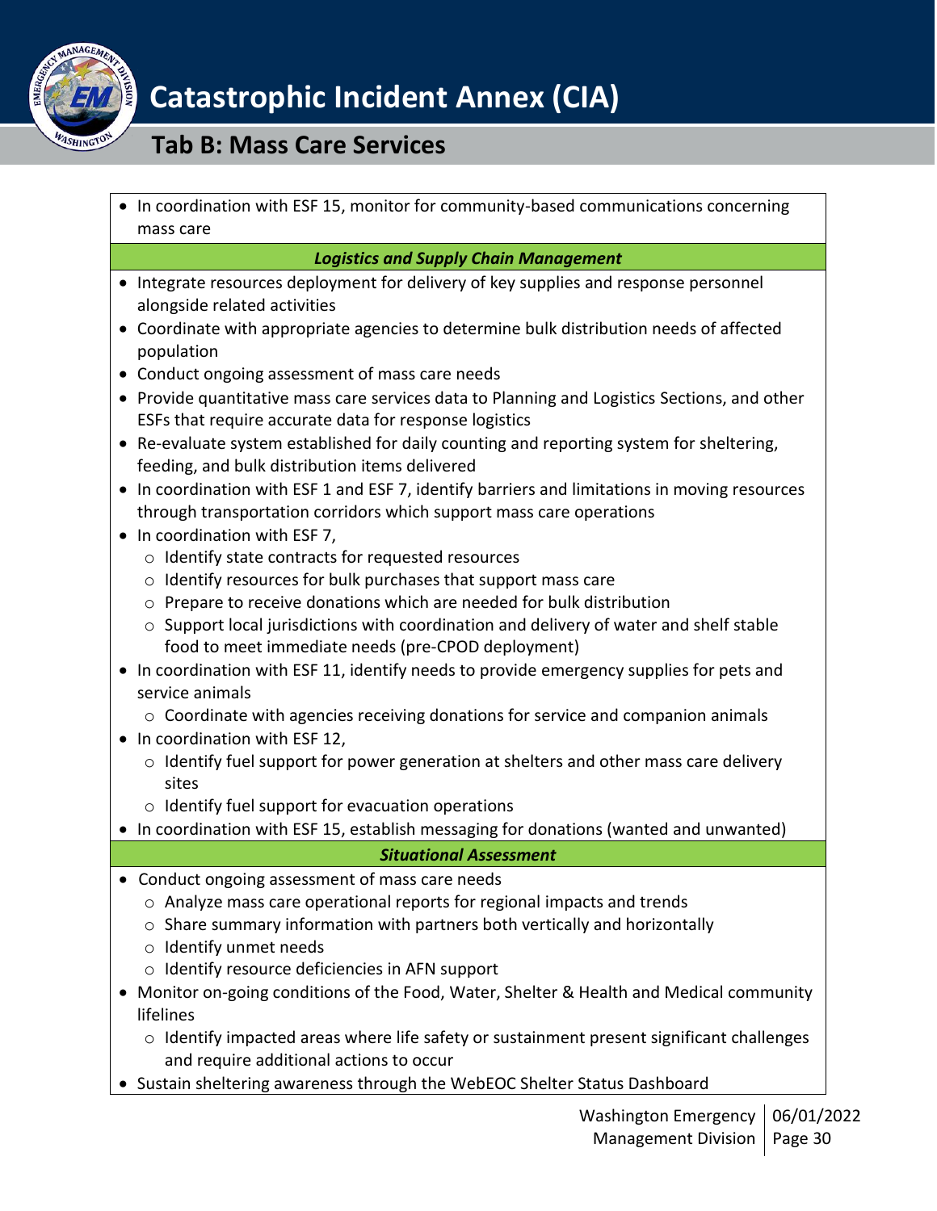- In coordination with ESF 15, monitor for community-based communications concerning mass care

***Logistics and Supply Chain Management***

- Integrate resources deployment for delivery of key supplies and response personnel alongside related activities
- Coordinate with appropriate agencies to determine bulk distribution needs of affected population
- Conduct ongoing assessment of mass care needs
- Provide quantitative mass care services data to Planning and Logistics Sections, and other ESFs that require accurate data for response logistics
- Re-evaluate system established for daily counting and reporting system for sheltering, feeding, and bulk distribution items delivered
- In coordination with ESF 1 and ESF 7, identify barriers and limitations in moving resources through transportation corridors which support mass care operations
- In coordination with ESF 7,
  - Identify state contracts for requested resources
  - Identify resources for bulk purchases that support mass care
  - Prepare to receive donations which are needed for bulk distribution
  - Support local jurisdictions with coordination and delivery of water and shelf stable food to meet immediate needs (pre-CPOD deployment)
- In coordination with ESF 11, identify needs to provide emergency supplies for pets and service animals
  - Coordinate with agencies receiving donations for service and companion animals
- In coordination with ESF 12,
  - Identify fuel support for power generation at shelters and other mass care delivery sites
  - Identify fuel support for evacuation operations
- In coordination with ESF 15, establish messaging for donations (wanted and unwanted)

***Situational Assessment***

- Conduct ongoing assessment of mass care needs
  - Analyze mass care operational reports for regional impacts and trends
  - Share summary information with partners both vertically and horizontally
  - Identify unmet needs
  - Identify resource deficiencies in AFN support
- Monitor on-going conditions of the Food, Water, Shelter & Health and Medical community lifelines
  - Identify impacted areas where life safety or sustainment present significant challenges and require additional actions to occur
- Sustain sheltering awareness through the WebEOC Shelter Status Dashboard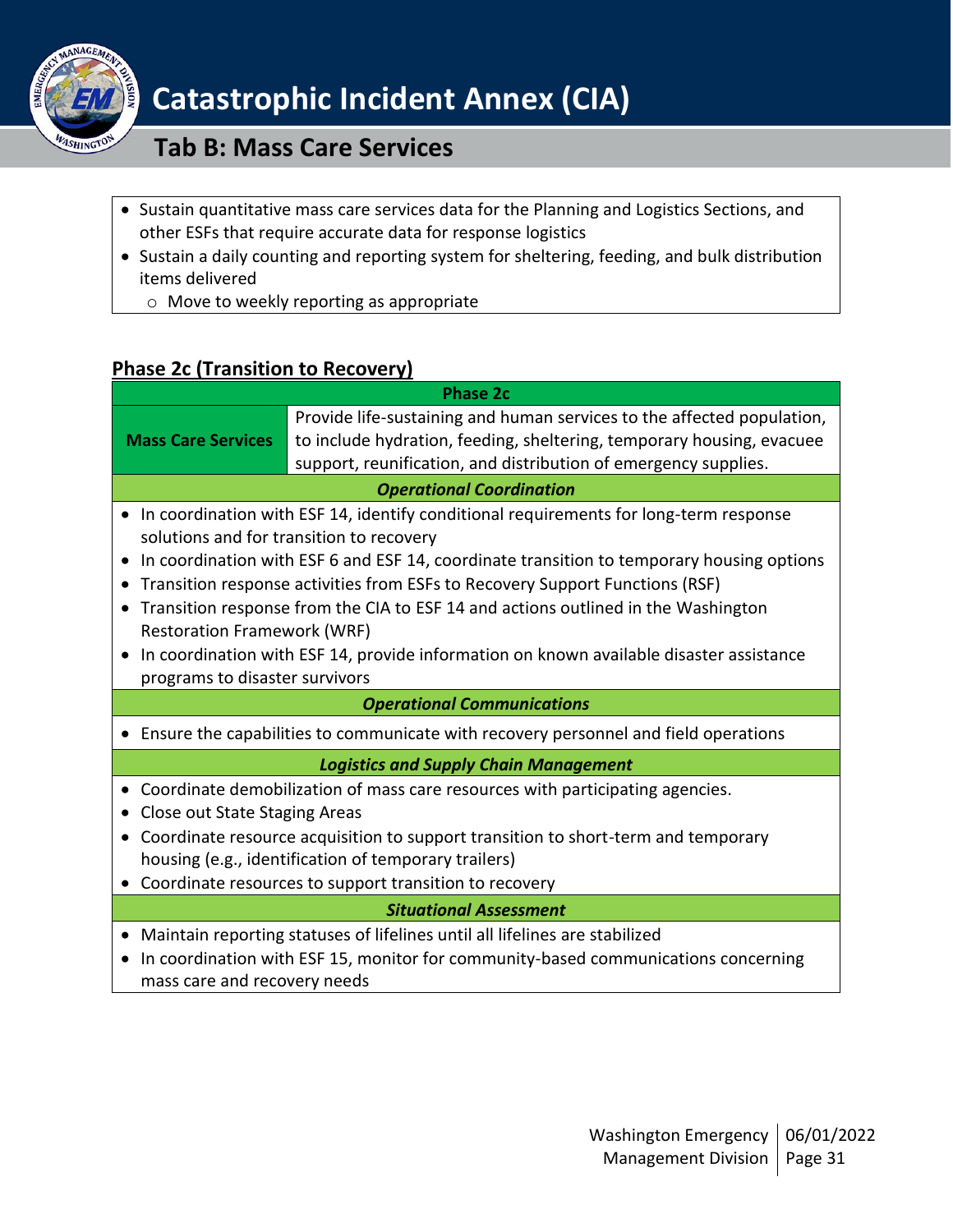- Sustain quantitative mass care services data for the Planning and Logistics Sections, and other ESFs that require accurate data for response logistics
- Sustain a daily counting and reporting system for sheltering, feeding, and bulk distribution items delivered
  - Move to weekly reporting as appropriate

## Phase 2c (Transition to Recovery)

| Phase 2c | |
|---|---|
| **Mass Care Services** | Provide life-sustaining and human services to the affected population, to include hydration, feeding, sheltering, temporary housing, evacuee support, reunification, and distribution of emergency supplies. |
| ***Operational Coordination*** | |
| • In coordination with ESF 14, identify conditional requirements for long-term response solutions and for transition to recovery<br>• In coordination with ESF 6 and ESF 14, coordinate transition to temporary housing options<br>• Transition response activities from ESFs to Recovery Support Functions (RSF)<br>• Transition response from the CIA to ESF 14 and actions outlined in the Washington Restoration Framework (WRF)<br>• In coordination with ESF 14, provide information on known available disaster assistance programs to disaster survivors | |
| ***Operational Communications*** | |
| • Ensure the capabilities to communicate with recovery personnel and field operations | |
| ***Logistics and Supply Chain Management*** | |
| • Coordinate demobilization of mass care resources with participating agencies.<br>• Close out State Staging Areas<br>• Coordinate resource acquisition to support transition to short-term and temporary housing (e.g., identification of temporary trailers)<br>• Coordinate resources to support transition to recovery | |
| ***Situational Assessment*** | |
| • Maintain reporting statuses of lifelines until all lifelines are stabilized<br>• In coordination with ESF 15, monitor for community-based communications concerning mass care and recovery needs | |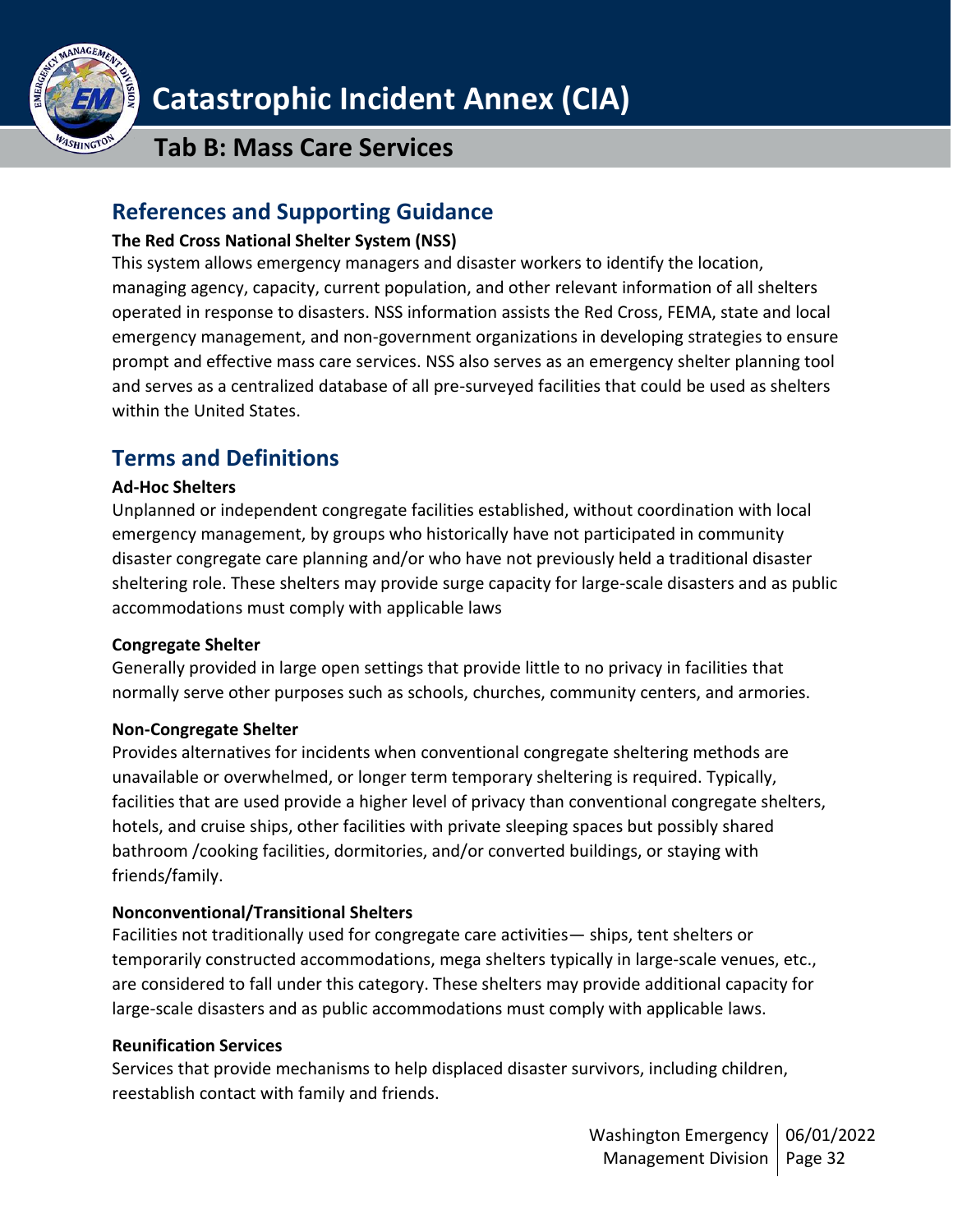## References and Supporting Guidance

**The Red Cross National Shelter System (NSS)**

This system allows emergency managers and disaster workers to identify the location, managing agency, capacity, current population, and other relevant information of all shelters operated in response to disasters. NSS information assists the Red Cross, FEMA, state and local emergency management, and non-government organizations in developing strategies to ensure prompt and effective mass care services. NSS also serves as an emergency shelter planning tool and serves as a centralized database of all pre-surveyed facilities that could be used as shelters within the United States.

## Terms and Definitions

**Ad-Hoc Shelters**

Unplanned or independent congregate facilities established, without coordination with local emergency management, by groups who historically have not participated in community disaster congregate care planning and/or who have not previously held a traditional disaster sheltering role. These shelters may provide surge capacity for large-scale disasters and as public accommodations must comply with applicable laws

**Congregate Shelter**

Generally provided in large open settings that provide little to no privacy in facilities that normally serve other purposes such as schools, churches, community centers, and armories.

**Non-Congregate Shelter**

Provides alternatives for incidents when conventional congregate sheltering methods are unavailable or overwhelmed, or longer term temporary sheltering is required. Typically, facilities that are used provide a higher level of privacy than conventional congregate shelters, hotels, and cruise ships, other facilities with private sleeping spaces but possibly shared bathroom /cooking facilities, dormitories, and/or converted buildings, or staying with friends/family.

**Nonconventional/Transitional Shelters**

Facilities not traditionally used for congregate care activities— ships, tent shelters or temporarily constructed accommodations, mega shelters typically in large-scale venues, etc., are considered to fall under this category. These shelters may provide additional capacity for large-scale disasters and as public accommodations must comply with applicable laws.

**Reunification Services**

Services that provide mechanisms to help displaced disaster survivors, including children, reestablish contact with family and friends.